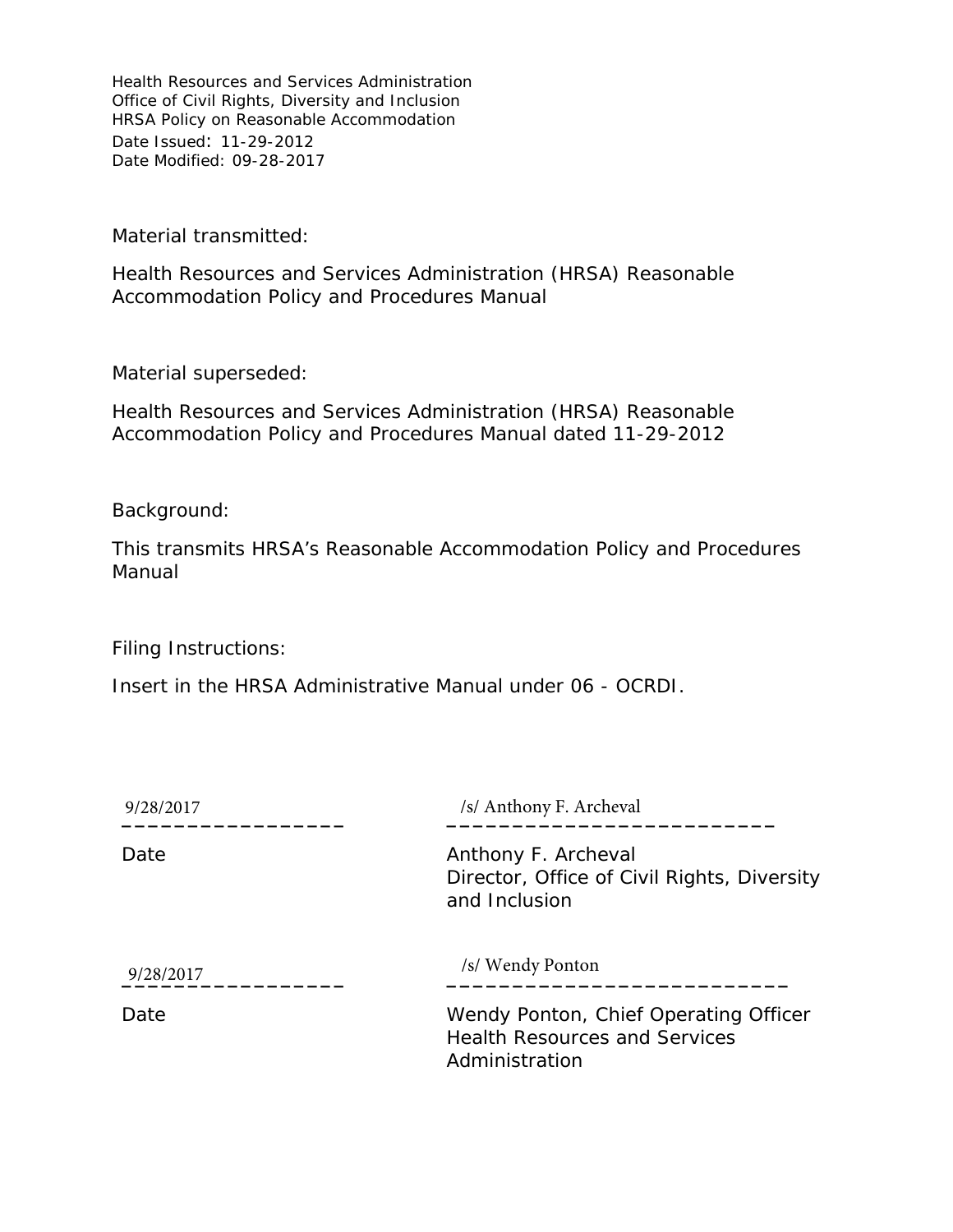Health Resources and Services Administration
Office of Civil Rights, Diversity and Inclusion
HRSA Policy on Reasonable Accommodation
Date Issued: 11-29-2012
Date Modified: 09-28-2017

Material transmitted:

Health Resources and Services Administration (HRSA) Reasonable Accommodation Policy and Procedures Manual

Material superseded:

Health Resources and Services Administration (HRSA) Reasonable Accommodation Policy and Procedures Manual dated 11-29-2012

Background:

This transmits HRSA's Reasonable Accommodation Policy and Procedures Manual

Filing Instructions:

Insert in the HRSA Administrative Manual under 06 - OCRDI.

| | |
|---|---|
| 9/28/2017 | /s/ Anthony F. Archeval |
| Date | Anthony F. Archeval<br>Director, Office of Civil Rights, Diversity and Inclusion |
| 9/28/2017 | /s/ Wendy Ponton |
| Date | Wendy Ponton, Chief Operating Officer<br>Health Resources and Services Administration |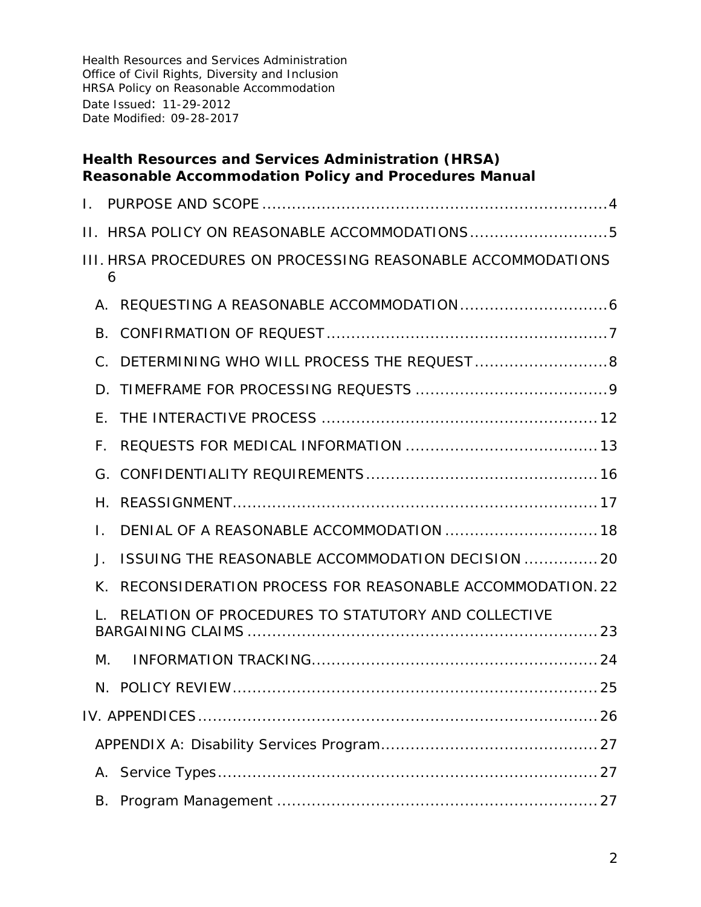Health Resources and Services Administration
Office of Civil Rights, Diversity and Inclusion
HRSA Policy on Reasonable Accommodation
Date Issued: 11-29-2012
Date Modified: 09-28-2017

## Health Resources and Services Administration (HRSA) Reasonable Accommodation Policy and Procedures Manual

I. PURPOSE AND SCOPE ..... 4

II. HRSA POLICY ON REASONABLE ACCOMMODATIONS ..... 5

III. HRSA PROCEDURES ON PROCESSING REASONABLE ACCOMMODATIONS ..... 6

- A. REQUESTING A REASONABLE ACCOMMODATION ..... 6
- B. CONFIRMATION OF REQUEST ..... 7
- C. DETERMINING WHO WILL PROCESS THE REQUEST ..... 8
- D. TIMEFRAME FOR PROCESSING REQUESTS ..... 9
- E. THE INTERACTIVE PROCESS ..... 12
- F. REQUESTS FOR MEDICAL INFORMATION ..... 13
- G. CONFIDENTIALITY REQUIREMENTS ..... 16
- H. REASSIGNMENT ..... 17
- I. DENIAL OF A REASONABLE ACCOMMODATION ..... 18
- J. ISSUING THE REASONABLE ACCOMMODATION DECISION ..... 20
- K. RECONSIDERATION PROCESS FOR REASONABLE ACCOMMODATION ..... 22
- L. RELATION OF PROCEDURES TO STATUTORY AND COLLECTIVE BARGAINING CLAIMS ..... 23
- M. INFORMATION TRACKING ..... 24
- N. POLICY REVIEW ..... 25

IV. APPENDICES ..... 26

- APPENDIX A: Disability Services Program ..... 27
- A. Service Types ..... 27
- B. Program Management ..... 27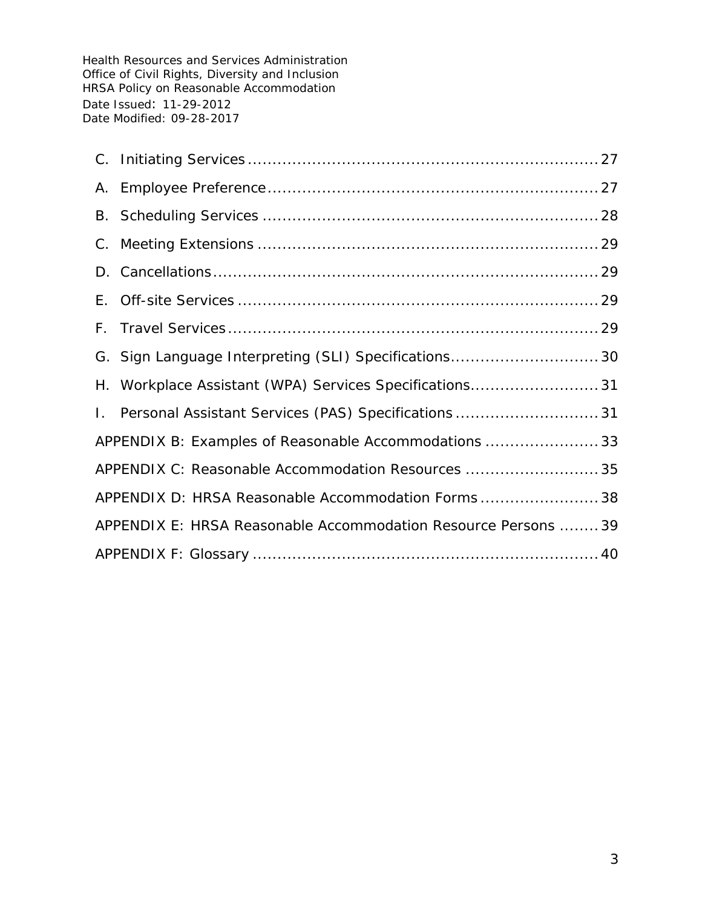C. Initiating Services ..................................................................... 27

A. Employee Preference ................................................................. 27

B. Scheduling Services .................................................................. 28

C. Meeting Extensions ................................................................... 29

D. Cancellations ............................................................................ 29

E. Off-site Services ....................................................................... 29

F. Travel Services .......................................................................... 29

G. Sign Language Interpreting (SLI) Specifications ............................ 30

H. Workplace Assistant (WPA) Services Specifications ......................... 31

I. Personal Assistant Services (PAS) Specifications ............................ 31

APPENDIX B: Examples of Reasonable Accommodations ...................... 33

APPENDIX C: Reasonable Accommodation Resources .......................... 35

APPENDIX D: HRSA Reasonable Accommodation Forms ....................... 38

APPENDIX E: HRSA Reasonable Accommodation Resource Persons ........ 39

APPENDIX F: Glossary .................................................................... 40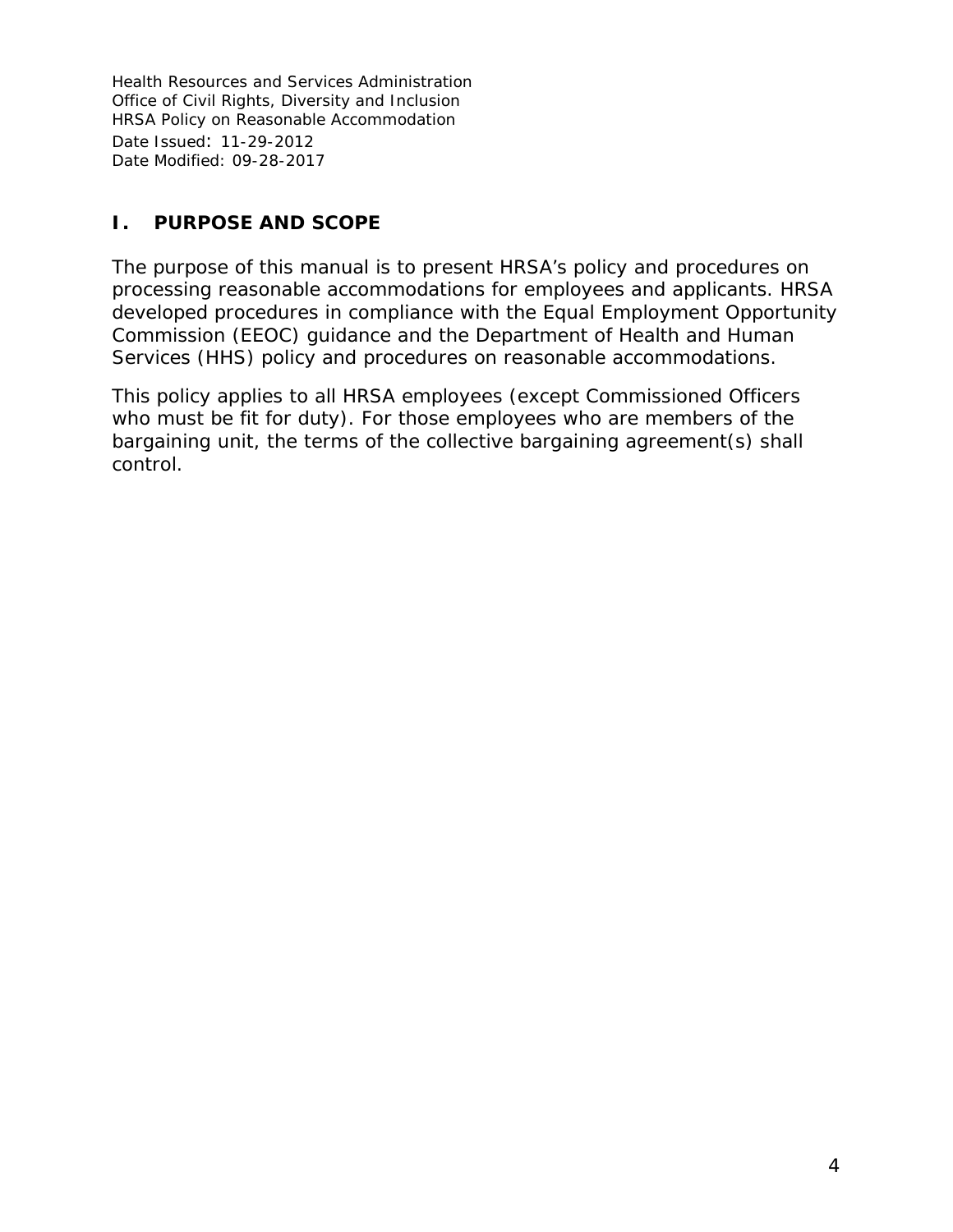## I. PURPOSE AND SCOPE

The purpose of this manual is to present HRSA's policy and procedures on processing reasonable accommodations for employees and applicants. HRSA developed procedures in compliance with the Equal Employment Opportunity Commission (EEOC) guidance and the Department of Health and Human Services (HHS) policy and procedures on reasonable accommodations.

This policy applies to all HRSA employees (except Commissioned Officers who must be fit for duty). For those employees who are members of the bargaining unit, the terms of the collective bargaining agreement(s) shall control.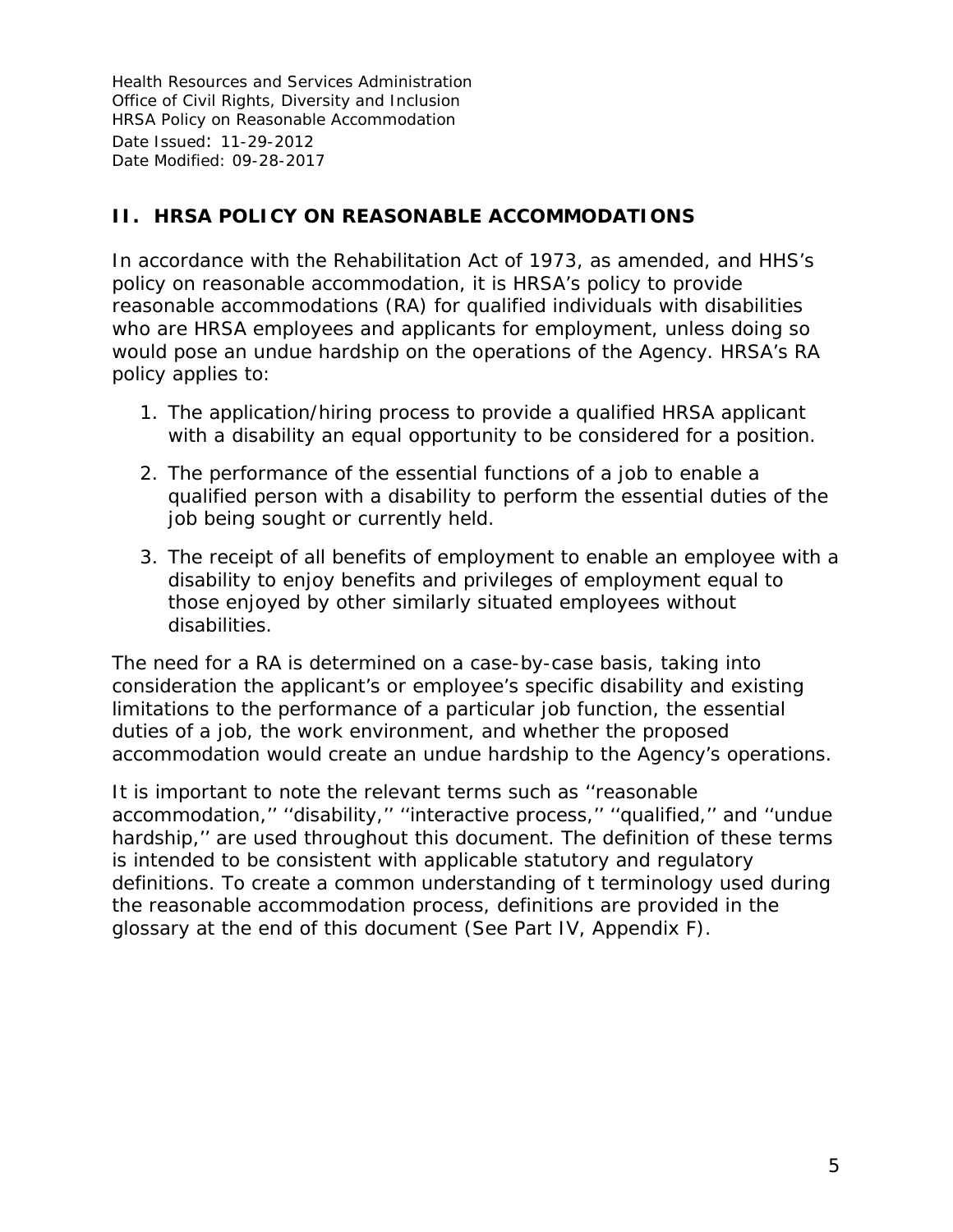## II. HRSA POLICY ON REASONABLE ACCOMMODATIONS

In accordance with the Rehabilitation Act of 1973, as amended, and HHS's policy on reasonable accommodation, it is HRSA's policy to provide reasonable accommodations (RA) for qualified individuals with disabilities who are HRSA employees and applicants for employment, unless doing so would pose an undue hardship on the operations of the Agency. HRSA's RA policy applies to:

1. The application/hiring process to provide a qualified HRSA applicant with a disability an equal opportunity to be considered for a position.
2. The performance of the essential functions of a job to enable a qualified person with a disability to perform the essential duties of the job being sought or currently held.
3. The receipt of all benefits of employment to enable an employee with a disability to enjoy benefits and privileges of employment equal to those enjoyed by other similarly situated employees without disabilities.

The need for a RA is determined on a case-by-case basis, taking into consideration the applicant's or employee's specific disability and existing limitations to the performance of a particular job function, the essential duties of a job, the work environment, and whether the proposed accommodation would create an undue hardship to the Agency's operations.

It is important to note the relevant terms such as ''reasonable accommodation,'' ''disability,'' ''interactive process,'' ''qualified,'' and ''undue hardship,'' are used throughout this document. The definition of these terms is intended to be consistent with applicable statutory and regulatory definitions. To create a common understanding of t terminology used during the reasonable accommodation process, definitions are provided in the glossary at the end of this document (See Part IV, Appendix F).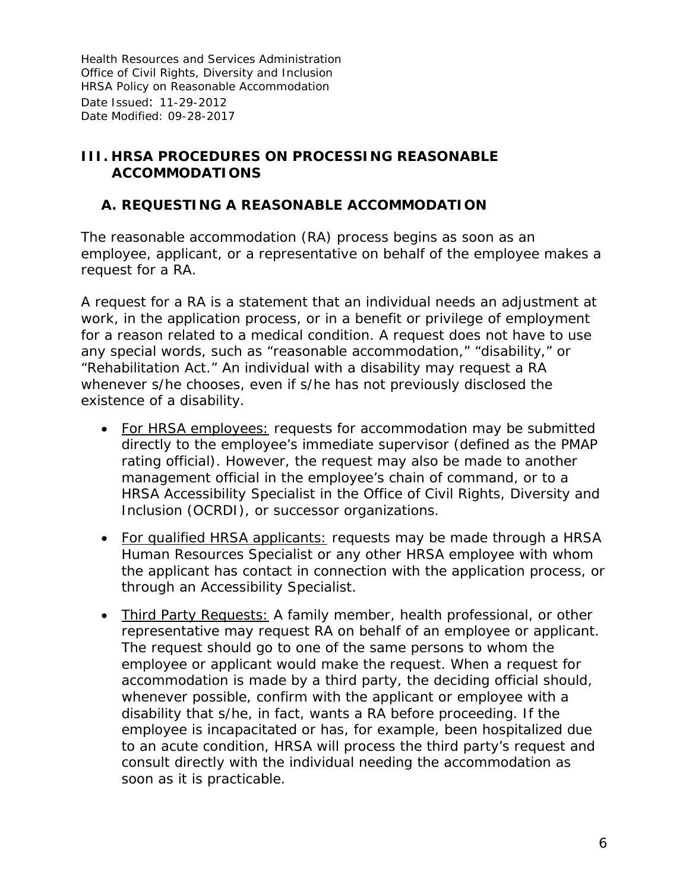## III. HRSA PROCEDURES ON PROCESSING REASONABLE ACCOMMODATIONS

### A. REQUESTING A REASONABLE ACCOMMODATION

The reasonable accommodation (RA) process begins as soon as an employee, applicant, or a representative on behalf of the employee makes a request for a RA.

A request for a RA is a statement that an individual needs an adjustment at work, in the application process, or in a benefit or privilege of employment for a reason related to a medical condition. A request does not have to use any special words, such as "reasonable accommodation," "disability," or "Rehabilitation Act." An individual with a disability may request a RA whenever s/he chooses, even if s/he has not previously disclosed the existence of a disability.

- <u>For HRSA employees:</u> requests for accommodation may be submitted directly to the employee's immediate supervisor (defined as the PMAP rating official). However, the request may also be made to another management official in the employee's chain of command, or to a HRSA Accessibility Specialist in the Office of Civil Rights, Diversity and Inclusion (OCRDI), or successor organizations.
- <u>For qualified HRSA applicants:</u> requests may be made through a HRSA Human Resources Specialist or any other HRSA employee with whom the applicant has contact in connection with the application process, or through an Accessibility Specialist.
- <u>Third Party Requests:</u> A family member, health professional, or other representative may request RA on behalf of an employee or applicant. The request should go to one of the same persons to whom the employee or applicant would make the request. When a request for accommodation is made by a third party, the deciding official should, whenever possible, confirm with the applicant or employee with a disability that s/he, in fact, wants a RA before proceeding. If the employee is incapacitated or has, for example, been hospitalized due to an acute condition, HRSA will process the third party's request and consult directly with the individual needing the accommodation as soon as it is practicable.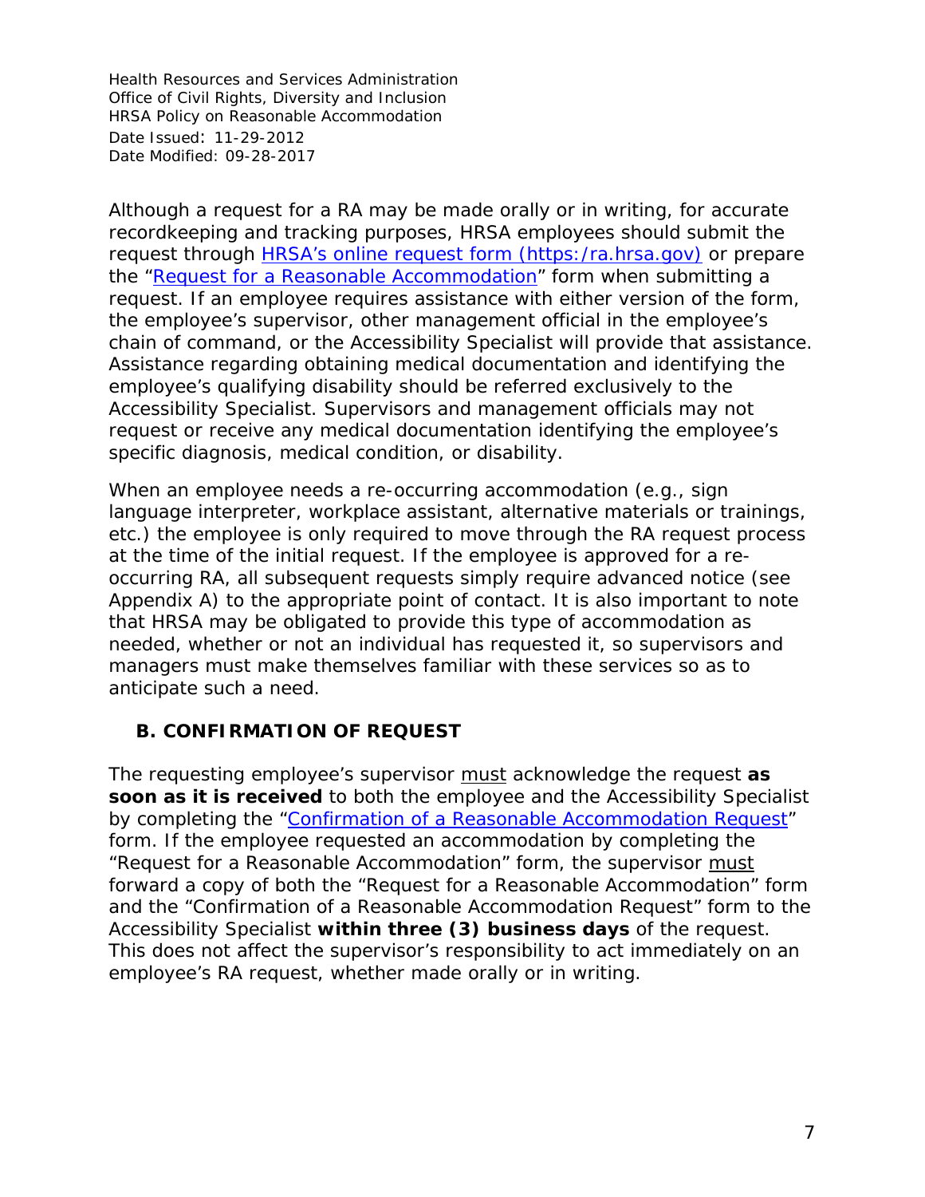Although a request for a RA may be made orally or in writing, for accurate recordkeeping and tracking purposes, HRSA employees should submit the request through HRSA's online request form (https:/ra.hrsa.gov) or prepare the "Request for a Reasonable Accommodation" form when submitting a request. If an employee requires assistance with either version of the form, the employee's supervisor, other management official in the employee's chain of command, or the Accessibility Specialist will provide that assistance. Assistance regarding obtaining medical documentation and identifying the employee's qualifying disability should be referred exclusively to the Accessibility Specialist. Supervisors and management officials may not request or receive any medical documentation identifying the employee's specific diagnosis, medical condition, or disability.

When an employee needs a re-occurring accommodation (e.g., sign language interpreter, workplace assistant, alternative materials or trainings, etc.) the employee is only required to move through the RA request process at the time of the initial request. If the employee is approved for a re-occurring RA, all subsequent requests simply require advanced notice (see Appendix A) to the appropriate point of contact. It is also important to note that HRSA may be obligated to provide this type of accommodation as needed, whether or not an individual has requested it, so supervisors and managers must make themselves familiar with these services so as to anticipate such a need.

## B. CONFIRMATION OF REQUEST

The requesting employee's supervisor must acknowledge the request **as soon as it is received** to both the employee and the Accessibility Specialist by completing the "Confirmation of a Reasonable Accommodation Request" form. If the employee requested an accommodation by completing the "Request for a Reasonable Accommodation" form, the supervisor must forward a copy of both the "Request for a Reasonable Accommodation" form and the "Confirmation of a Reasonable Accommodation Request" form to the Accessibility Specialist **within three (3) business days** of the request. This does not affect the supervisor's responsibility to act immediately on an employee's RA request, whether made orally or in writing.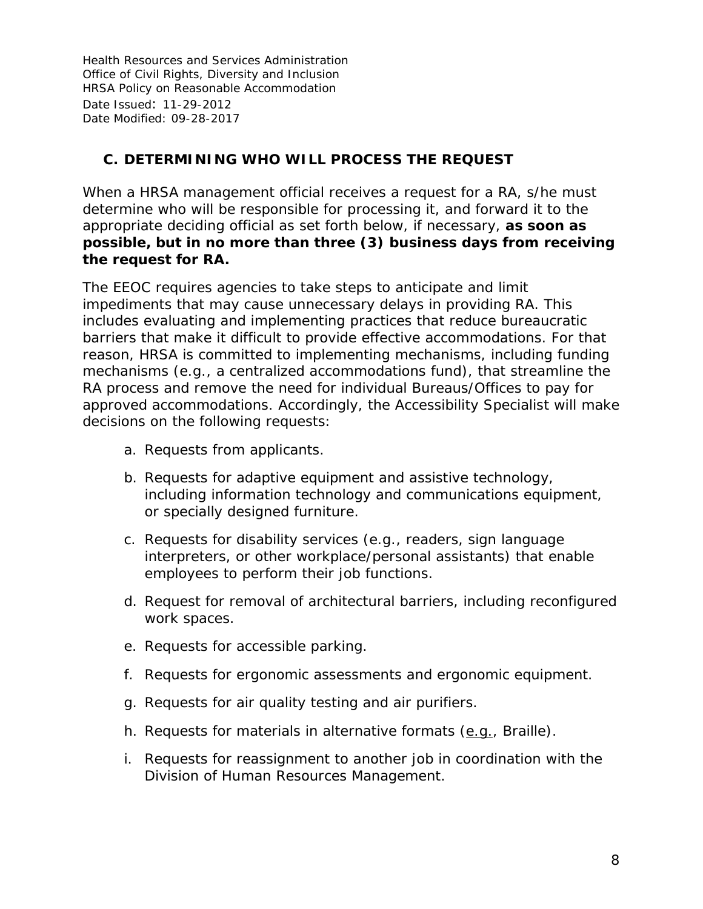## C. DETERMINING WHO WILL PROCESS THE REQUEST

When a HRSA management official receives a request for a RA, s/he must determine who will be responsible for processing it, and forward it to the appropriate deciding official as set forth below, if necessary, **as soon as possible, but in no more than three (3) business days from receiving the request for RA.**

The EEOC requires agencies to take steps to anticipate and limit impediments that may cause unnecessary delays in providing RA. This includes evaluating and implementing practices that reduce bureaucratic barriers that make it difficult to provide effective accommodations. For that reason, HRSA is committed to implementing mechanisms, including funding mechanisms (e.g., a centralized accommodations fund), that streamline the RA process and remove the need for individual Bureaus/Offices to pay for approved accommodations. Accordingly, the Accessibility Specialist will make decisions on the following requests:

a. Requests from applicants.

b. Requests for adaptive equipment and assistive technology, including information technology and communications equipment, or specially designed furniture.

c. Requests for disability services (e.g., readers, sign language interpreters, or other workplace/personal assistants) that enable employees to perform their job functions.

d. Request for removal of architectural barriers, including reconfigured work spaces.

e. Requests for accessible parking.

f. Requests for ergonomic assessments and ergonomic equipment.

g. Requests for air quality testing and air purifiers.

h. Requests for materials in alternative formats (e.g., Braille).

i. Requests for reassignment to another job in coordination with the Division of Human Resources Management.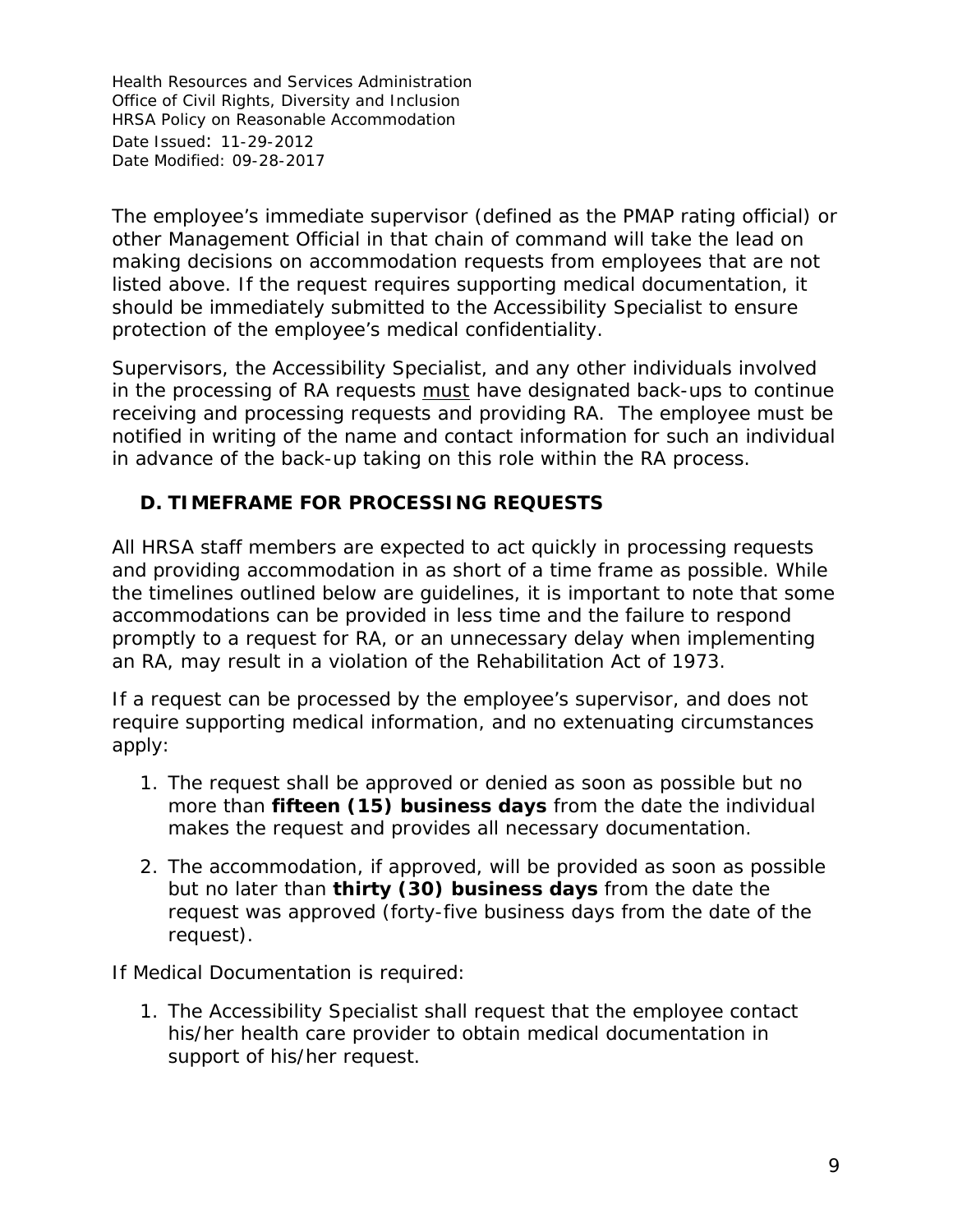The employee's immediate supervisor (defined as the PMAP rating official) or other Management Official in that chain of command will take the lead on making decisions on accommodation requests from employees that are not listed above. If the request requires supporting medical documentation, it should be immediately submitted to the Accessibility Specialist to ensure protection of the employee's medical confidentiality.

Supervisors, the Accessibility Specialist, and any other individuals involved in the processing of RA requests <u>must</u> have designated back-ups to continue receiving and processing requests and providing RA. The employee must be notified in writing of the name and contact information for such an individual in advance of the back-up taking on this role within the RA process.

## D. TIMEFRAME FOR PROCESSING REQUESTS

All HRSA staff members are expected to act quickly in processing requests and providing accommodation in as short of a time frame as possible. While the timelines outlined below are guidelines, it is important to note that some accommodations can be provided in less time and the failure to respond promptly to a request for RA, or an unnecessary delay when implementing an RA, may result in a violation of the Rehabilitation Act of 1973.

If a request can be processed by the employee's supervisor, and does not require supporting medical information, and no extenuating circumstances apply:

1. The request shall be approved or denied as soon as possible but no more than **fifteen (15) business days** from the date the individual makes the request and provides all necessary documentation.
2. The accommodation, if approved, will be provided as soon as possible but no later than **thirty (30) business days** from the date the request was approved (forty-five business days from the date of the request).

If Medical Documentation is required:

1. The Accessibility Specialist shall request that the employee contact his/her health care provider to obtain medical documentation in support of his/her request.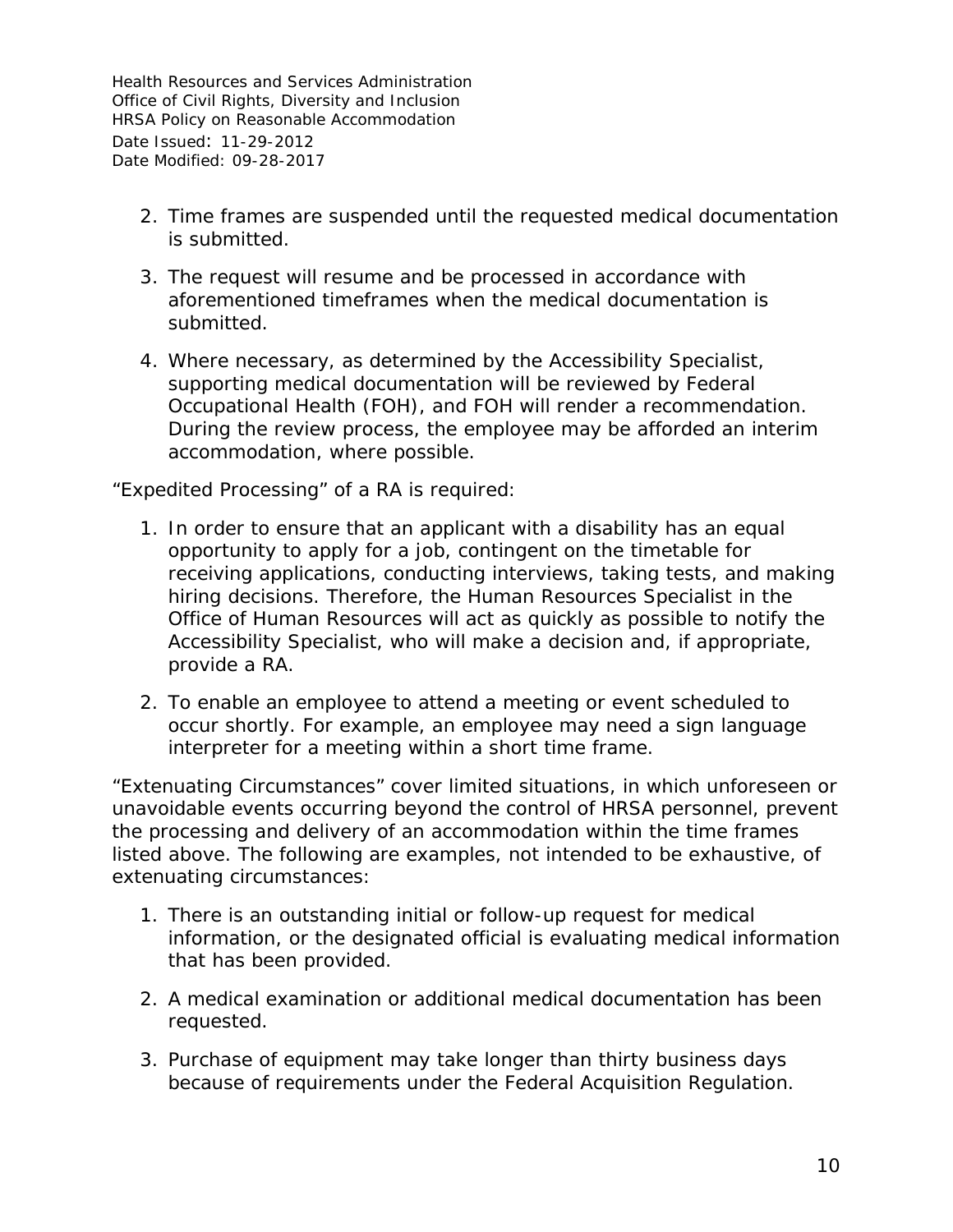2. Time frames are suspended until the requested medical documentation is submitted.

3. The request will resume and be processed in accordance with aforementioned timeframes when the medical documentation is submitted.

4. Where necessary, as determined by the Accessibility Specialist, supporting medical documentation will be reviewed by Federal Occupational Health (FOH), and FOH will render a recommendation. During the review process, the employee may be afforded an interim accommodation, where possible.

"Expedited Processing" of a RA is required:

1. In order to ensure that an applicant with a disability has an equal opportunity to apply for a job, contingent on the timetable for receiving applications, conducting interviews, taking tests, and making hiring decisions. Therefore, the Human Resources Specialist in the Office of Human Resources will act as quickly as possible to notify the Accessibility Specialist, who will make a decision and, if appropriate, provide a RA.

2. To enable an employee to attend a meeting or event scheduled to occur shortly. For example, an employee may need a sign language interpreter for a meeting within a short time frame.

"Extenuating Circumstances" cover limited situations, in which unforeseen or unavoidable events occurring beyond the control of HRSA personnel, prevent the processing and delivery of an accommodation within the time frames listed above. The following are examples, not intended to be exhaustive, of extenuating circumstances:

1. There is an outstanding initial or follow-up request for medical information, or the designated official is evaluating medical information that has been provided.

2. A medical examination or additional medical documentation has been requested.

3. Purchase of equipment may take longer than thirty business days because of requirements under the Federal Acquisition Regulation.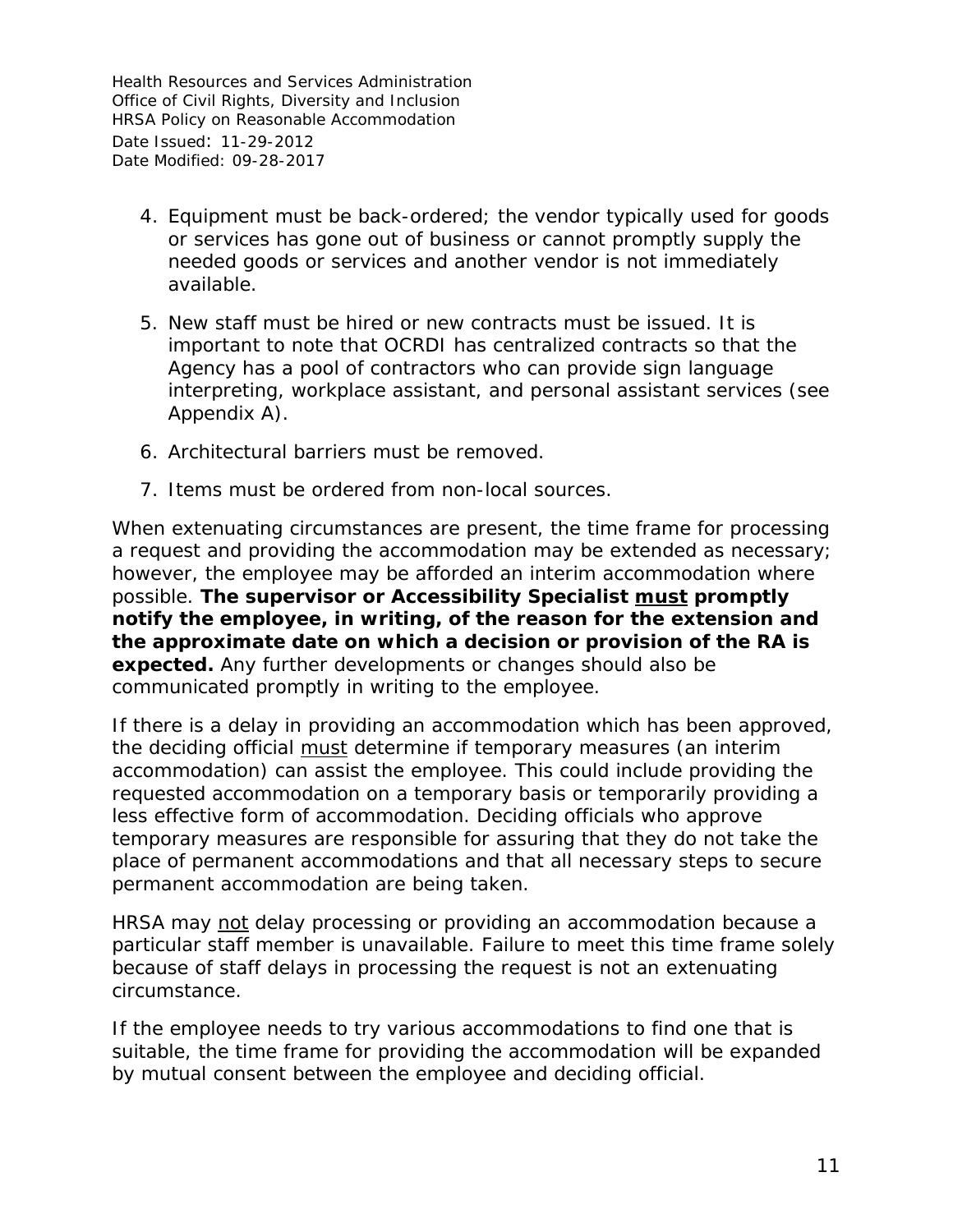4. Equipment must be back-ordered; the vendor typically used for goods or services has gone out of business or cannot promptly supply the needed goods or services and another vendor is not immediately available.

5. New staff must be hired or new contracts must be issued. It is important to note that OCRDI has centralized contracts so that the Agency has a pool of contractors who can provide sign language interpreting, workplace assistant, and personal assistant services (see Appendix A).

6. Architectural barriers must be removed.

7. Items must be ordered from non-local sources.

When extenuating circumstances are present, the time frame for processing a request and providing the accommodation may be extended as necessary; however, the employee may be afforded an interim accommodation where possible. **The supervisor or Accessibility Specialist <u>must</u> promptly notify the employee, in writing, of the reason for the extension and the approximate date on which a decision or provision of the RA is expected.** Any further developments or changes should also be communicated promptly in writing to the employee.

If there is a delay in providing an accommodation which has been approved, the deciding official <u>must</u> determine if temporary measures (an interim accommodation) can assist the employee. This could include providing the requested accommodation on a temporary basis or temporarily providing a less effective form of accommodation. Deciding officials who approve temporary measures are responsible for assuring that they do not take the place of permanent accommodations and that all necessary steps to secure permanent accommodation are being taken.

HRSA may <u>not</u> delay processing or providing an accommodation because a particular staff member is unavailable. Failure to meet this time frame solely because of staff delays in processing the request is not an extenuating circumstance.

If the employee needs to try various accommodations to find one that is suitable, the time frame for providing the accommodation will be expanded by mutual consent between the employee and deciding official.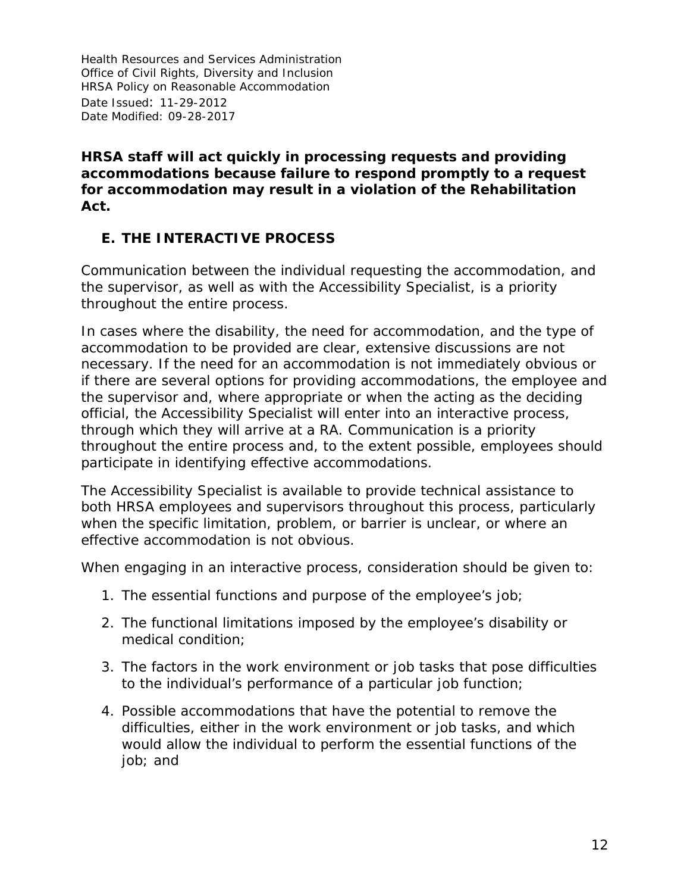**HRSA staff will act quickly in processing requests and providing accommodations because failure to respond promptly to a request for accommodation may result in a violation of the Rehabilitation Act.**

## E. THE INTERACTIVE PROCESS

Communication between the individual requesting the accommodation, and the supervisor, as well as with the Accessibility Specialist, is a priority throughout the entire process.

In cases where the disability, the need for accommodation, and the type of accommodation to be provided are clear, extensive discussions are not necessary. If the need for an accommodation is not immediately obvious or if there are several options for providing accommodations, the employee and the supervisor and, where appropriate or when the acting as the deciding official, the Accessibility Specialist will enter into an interactive process, through which they will arrive at a RA. Communication is a priority throughout the entire process and, to the extent possible, employees should participate in identifying effective accommodations.

The Accessibility Specialist is available to provide technical assistance to both HRSA employees and supervisors throughout this process, particularly when the specific limitation, problem, or barrier is unclear, or where an effective accommodation is not obvious.

When engaging in an interactive process, consideration should be given to:

1. The essential functions and purpose of the employee's job;
2. The functional limitations imposed by the employee's disability or medical condition;
3. The factors in the work environment or job tasks that pose difficulties to the individual's performance of a particular job function;
4. Possible accommodations that have the potential to remove the difficulties, either in the work environment or job tasks, and which would allow the individual to perform the essential functions of the job; and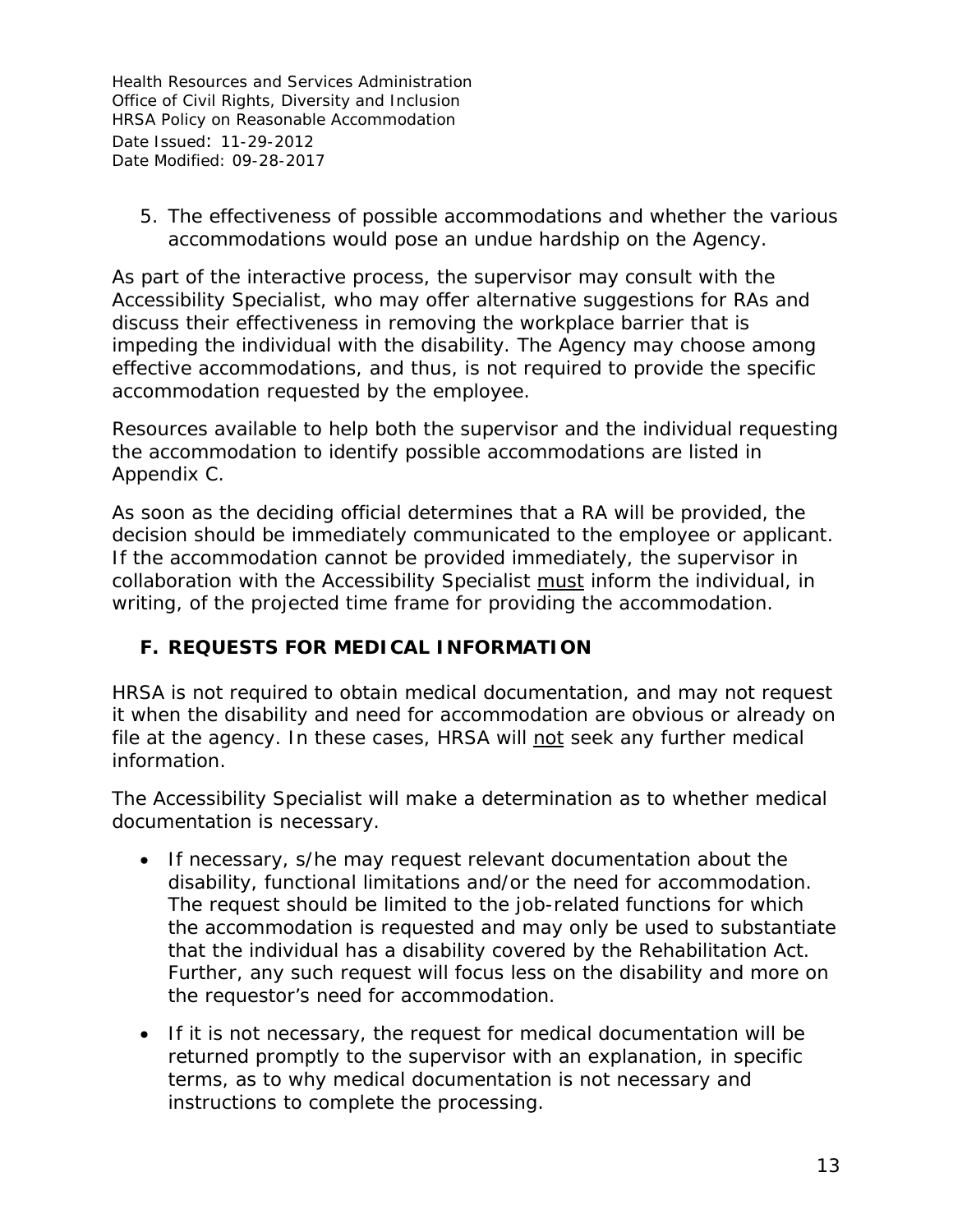5. The effectiveness of possible accommodations and whether the various accommodations would pose an undue hardship on the Agency.

As part of the interactive process, the supervisor may consult with the Accessibility Specialist, who may offer alternative suggestions for RAs and discuss their effectiveness in removing the workplace barrier that is impeding the individual with the disability. The Agency may choose among effective accommodations, and thus, is not required to provide the specific accommodation requested by the employee.

Resources available to help both the supervisor and the individual requesting the accommodation to identify possible accommodations are listed in Appendix C.

As soon as the deciding official determines that a RA will be provided, the decision should be immediately communicated to the employee or applicant. If the accommodation cannot be provided immediately, the supervisor in collaboration with the Accessibility Specialist <u>must</u> inform the individual, in writing, of the projected time frame for providing the accommodation.

## F. REQUESTS FOR MEDICAL INFORMATION

HRSA is not required to obtain medical documentation, and may not request it when the disability and need for accommodation are obvious or already on file at the agency. In these cases, HRSA will <u>not</u> seek any further medical information.

The Accessibility Specialist will make a determination as to whether medical documentation is necessary.

- If necessary, s/he may request relevant documentation about the disability, functional limitations and/or the need for accommodation. The request should be limited to the job-related functions for which the accommodation is requested and may only be used to substantiate that the individual has a disability covered by the Rehabilitation Act. Further, any such request will focus less on the disability and more on the requestor's need for accommodation.
- If it is not necessary, the request for medical documentation will be returned promptly to the supervisor with an explanation, in specific terms, as to why medical documentation is not necessary and instructions to complete the processing.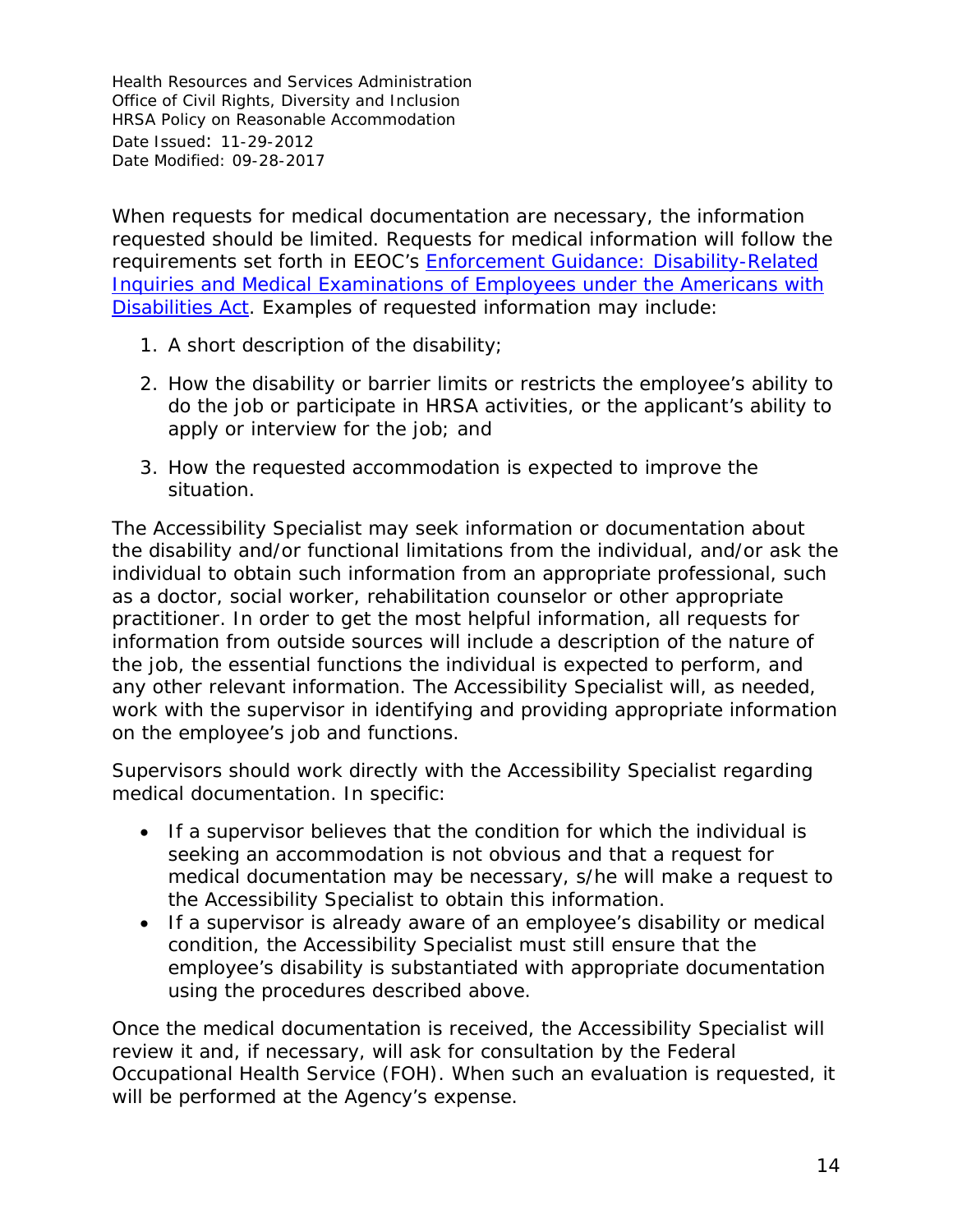When requests for medical documentation are necessary, the information requested should be limited. Requests for medical information will follow the requirements set forth in EEOC's Enforcement Guidance: Disability-Related Inquiries and Medical Examinations of Employees under the Americans with Disabilities Act. Examples of requested information may include:

1. A short description of the disability;
2. How the disability or barrier limits or restricts the employee's ability to do the job or participate in HRSA activities, or the applicant's ability to apply or interview for the job; and
3. How the requested accommodation is expected to improve the situation.

The Accessibility Specialist may seek information or documentation about the disability and/or functional limitations from the individual, and/or ask the individual to obtain such information from an appropriate professional, such as a doctor, social worker, rehabilitation counselor or other appropriate practitioner. In order to get the most helpful information, all requests for information from outside sources will include a description of the nature of the job, the essential functions the individual is expected to perform, and any other relevant information. The Accessibility Specialist will, as needed, work with the supervisor in identifying and providing appropriate information on the employee's job and functions.

Supervisors should work directly with the Accessibility Specialist regarding medical documentation. In specific:

- If a supervisor believes that the condition for which the individual is seeking an accommodation is not obvious and that a request for medical documentation may be necessary, s/he will make a request to the Accessibility Specialist to obtain this information.
- If a supervisor is already aware of an employee's disability or medical condition, the Accessibility Specialist must still ensure that the employee's disability is substantiated with appropriate documentation using the procedures described above.

Once the medical documentation is received, the Accessibility Specialist will review it and, if necessary, will ask for consultation by the Federal Occupational Health Service (FOH). When such an evaluation is requested, it will be performed at the Agency's expense.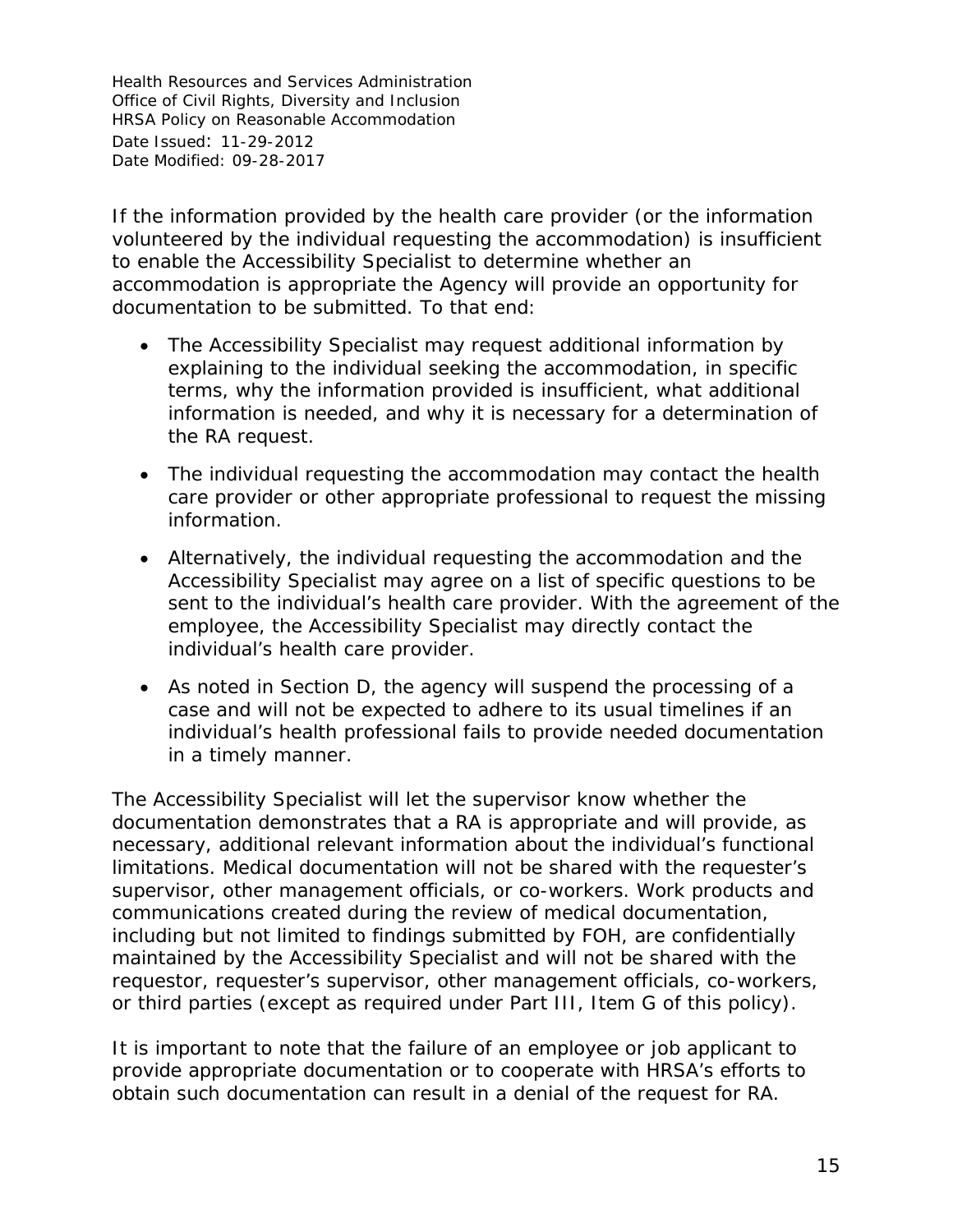If the information provided by the health care provider (or the information volunteered by the individual requesting the accommodation) is insufficient to enable the Accessibility Specialist to determine whether an accommodation is appropriate the Agency will provide an opportunity for documentation to be submitted. To that end:

- The Accessibility Specialist may request additional information by explaining to the individual seeking the accommodation, in specific terms, why the information provided is insufficient, what additional information is needed, and why it is necessary for a determination of the RA request.
- The individual requesting the accommodation may contact the health care provider or other appropriate professional to request the missing information.
- Alternatively, the individual requesting the accommodation and the Accessibility Specialist may agree on a list of specific questions to be sent to the individual's health care provider. With the agreement of the employee, the Accessibility Specialist may directly contact the individual's health care provider.
- As noted in Section D, the agency will suspend the processing of a case and will not be expected to adhere to its usual timelines if an individual's health professional fails to provide needed documentation in a timely manner.

The Accessibility Specialist will let the supervisor know whether the documentation demonstrates that a RA is appropriate and will provide, as necessary, additional relevant information about the individual's functional limitations. Medical documentation will not be shared with the requester's supervisor, other management officials, or co-workers. Work products and communications created during the review of medical documentation, including but not limited to findings submitted by FOH, are confidentially maintained by the Accessibility Specialist and will not be shared with the requestor, requester's supervisor, other management officials, co-workers, or third parties (except as required under Part III, Item G of this policy).

It is important to note that the failure of an employee or job applicant to provide appropriate documentation or to cooperate with HRSA's efforts to obtain such documentation can result in a denial of the request for RA.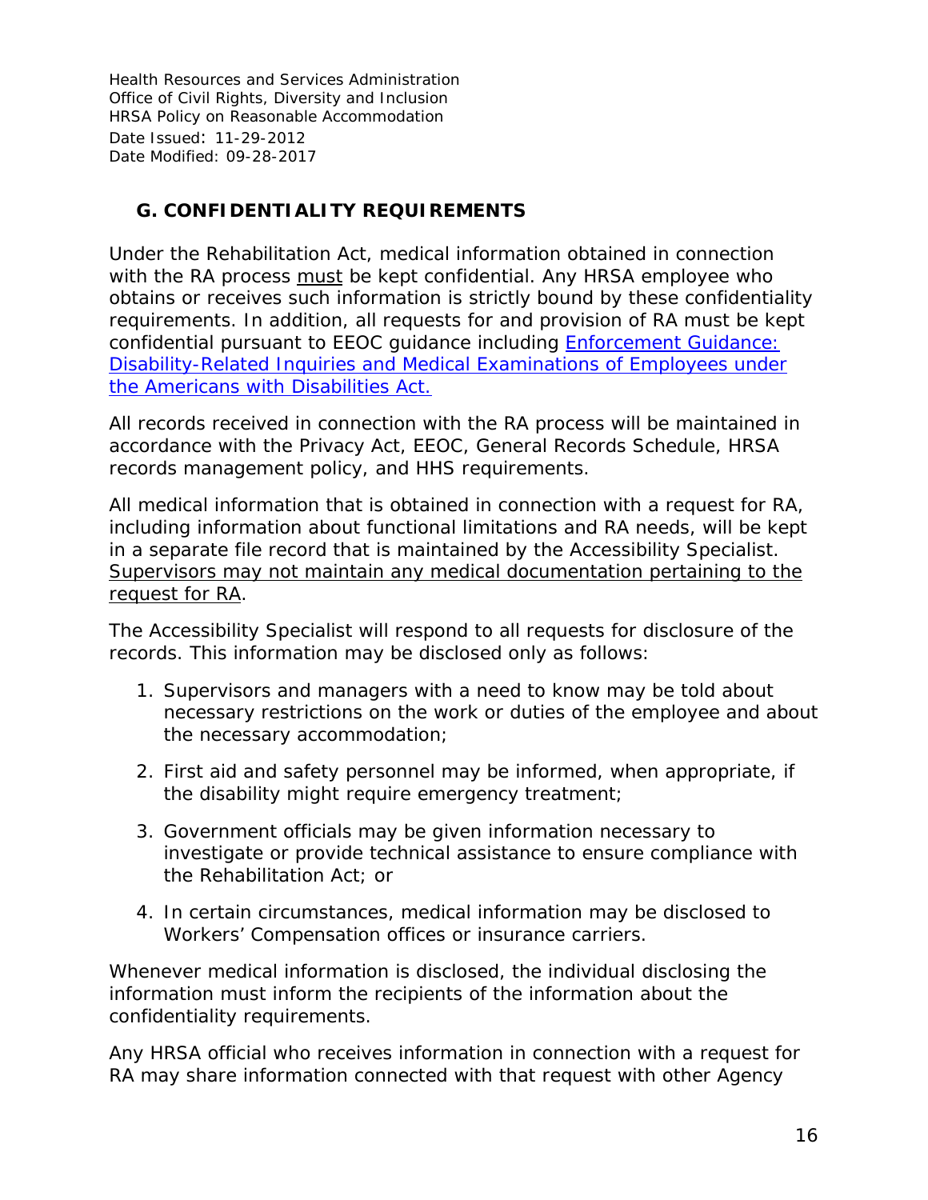## G. CONFIDENTIALITY REQUIREMENTS

Under the Rehabilitation Act, medical information obtained in connection with the RA process must be kept confidential. Any HRSA employee who obtains or receives such information is strictly bound by these confidentiality requirements. In addition, all requests for and provision of RA must be kept confidential pursuant to EEOC guidance including [Enforcement Guidance: Disability-Related Inquiries and Medical Examinations of Employees under the Americans with Disabilities Act.]

All records received in connection with the RA process will be maintained in accordance with the Privacy Act, EEOC, General Records Schedule, HRSA records management policy, and HHS requirements.

All medical information that is obtained in connection with a request for RA, including information about functional limitations and RA needs, will be kept in a separate file record that is maintained by the Accessibility Specialist. Supervisors may not maintain any medical documentation pertaining to the request for RA.

The Accessibility Specialist will respond to all requests for disclosure of the records. This information may be disclosed only as follows:

1. Supervisors and managers with a need to know may be told about necessary restrictions on the work or duties of the employee and about the necessary accommodation;
2. First aid and safety personnel may be informed, when appropriate, if the disability might require emergency treatment;
3. Government officials may be given information necessary to investigate or provide technical assistance to ensure compliance with the Rehabilitation Act; or
4. In certain circumstances, medical information may be disclosed to Workers' Compensation offices or insurance carriers.

Whenever medical information is disclosed, the individual disclosing the information must inform the recipients of the information about the confidentiality requirements.

Any HRSA official who receives information in connection with a request for RA may share information connected with that request with other Agency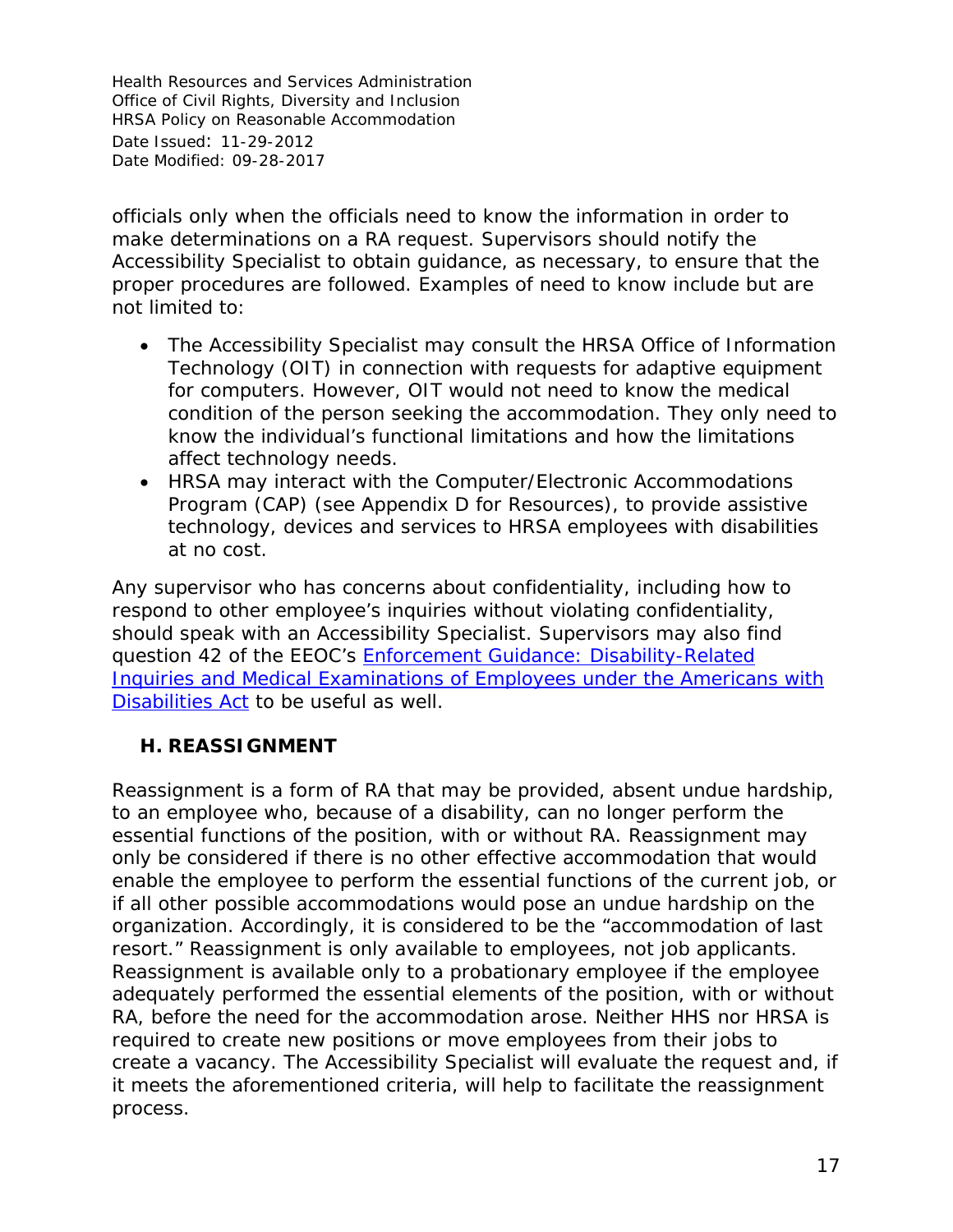officials only when the officials need to know the information in order to make determinations on a RA request. Supervisors should notify the Accessibility Specialist to obtain guidance, as necessary, to ensure that the proper procedures are followed. Examples of need to know include but are not limited to:

- The Accessibility Specialist may consult the HRSA Office of Information Technology (OIT) in connection with requests for adaptive equipment for computers. However, OIT would not need to know the medical condition of the person seeking the accommodation. They only need to know the individual's functional limitations and how the limitations affect technology needs.
- HRSA may interact with the Computer/Electronic Accommodations Program (CAP) (see Appendix D for Resources), to provide assistive technology, devices and services to HRSA employees with disabilities at no cost.

Any supervisor who has concerns about confidentiality, including how to respond to other employee's inquiries without violating confidentiality, should speak with an Accessibility Specialist. Supervisors may also find question 42 of the EEOC's Enforcement Guidance: Disability-Related Inquiries and Medical Examinations of Employees under the Americans with Disabilities Act to be useful as well.

## H. REASSIGNMENT

Reassignment is a form of RA that may be provided, absent undue hardship, to an employee who, because of a disability, can no longer perform the essential functions of the position, with or without RA. Reassignment may only be considered if there is no other effective accommodation that would enable the employee to perform the essential functions of the current job, or if all other possible accommodations would pose an undue hardship on the organization. Accordingly, it is considered to be the "accommodation of last resort." Reassignment is only available to employees, not job applicants. Reassignment is available only to a probationary employee if the employee adequately performed the essential elements of the position, with or without RA, before the need for the accommodation arose. Neither HHS nor HRSA is required to create new positions or move employees from their jobs to create a vacancy. The Accessibility Specialist will evaluate the request and, if it meets the aforementioned criteria, will help to facilitate the reassignment process.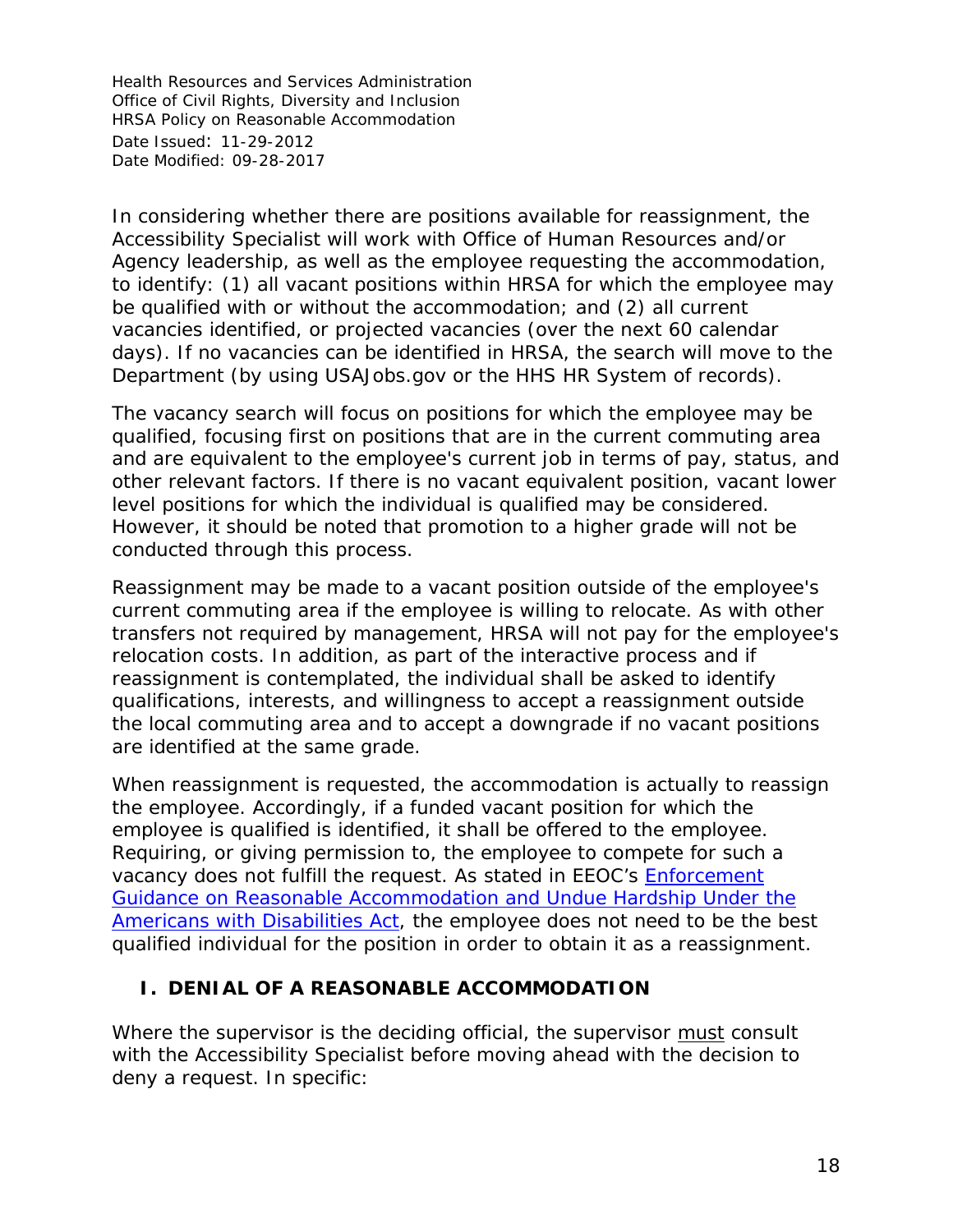In considering whether there are positions available for reassignment, the Accessibility Specialist will work with Office of Human Resources and/or Agency leadership, as well as the employee requesting the accommodation, to identify: (1) all vacant positions within HRSA for which the employee may be qualified with or without the accommodation; and (2) all current vacancies identified, or projected vacancies (over the next 60 calendar days). If no vacancies can be identified in HRSA, the search will move to the Department (by using USAJobs.gov or the HHS HR System of records).

The vacancy search will focus on positions for which the employee may be qualified, focusing first on positions that are in the current commuting area and are equivalent to the employee's current job in terms of pay, status, and other relevant factors. If there is no vacant equivalent position, vacant lower level positions for which the individual is qualified may be considered. However, it should be noted that promotion to a higher grade will not be conducted through this process.

Reassignment may be made to a vacant position outside of the employee's current commuting area if the employee is willing to relocate. As with other transfers not required by management, HRSA will not pay for the employee's relocation costs. In addition, as part of the interactive process and if reassignment is contemplated, the individual shall be asked to identify qualifications, interests, and willingness to accept a reassignment outside the local commuting area and to accept a downgrade if no vacant positions are identified at the same grade.

When reassignment is requested, the accommodation is actually to reassign the employee. Accordingly, if a funded vacant position for which the employee is qualified is identified, it shall be offered to the employee. Requiring, or giving permission to, the employee to compete for such a vacancy does not fulfill the request. As stated in EEOC's Enforcement Guidance on Reasonable Accommodation and Undue Hardship Under the Americans with Disabilities Act, the employee does not need to be the best qualified individual for the position in order to obtain it as a reassignment.

## I. DENIAL OF A REASONABLE ACCOMMODATION

Where the supervisor is the deciding official, the supervisor must consult with the Accessibility Specialist before moving ahead with the decision to deny a request. In specific: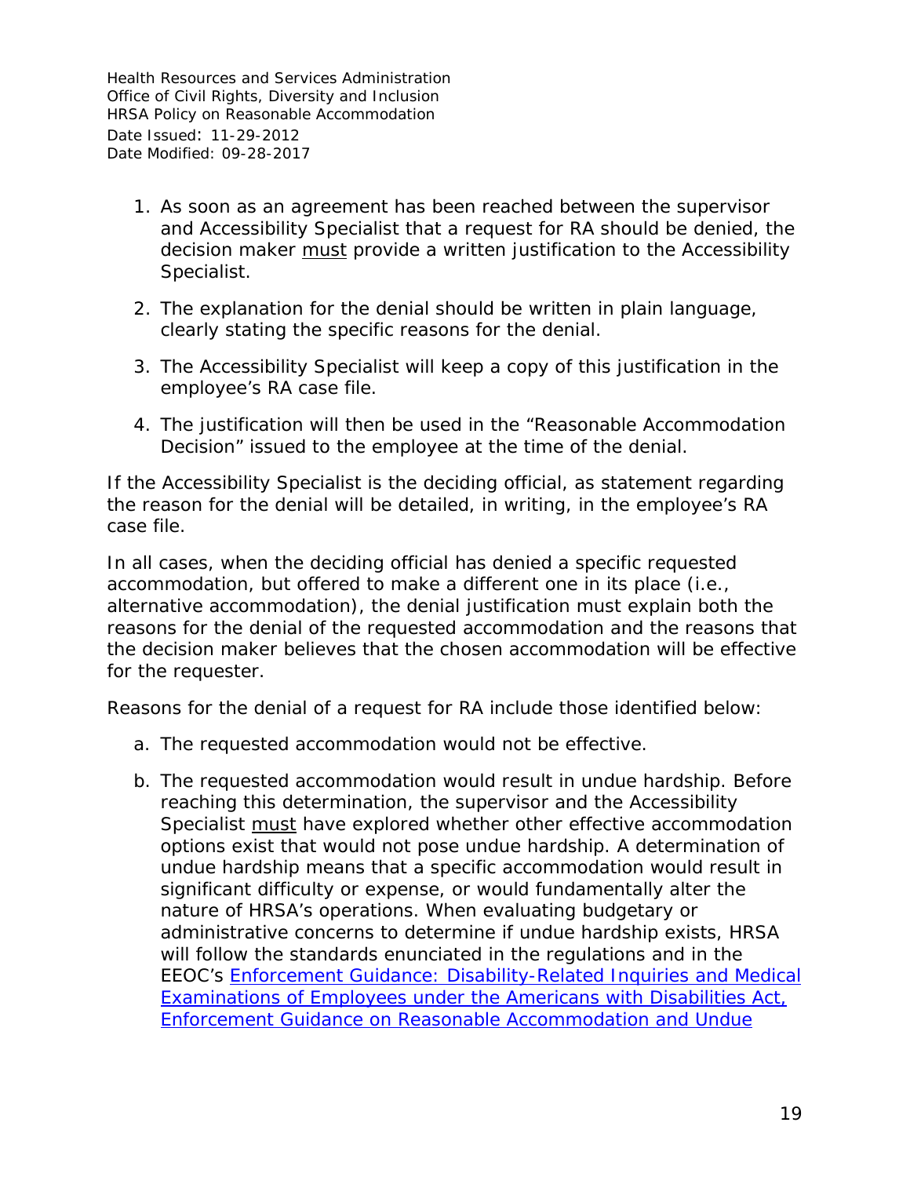1. As soon as an agreement has been reached between the supervisor and Accessibility Specialist that a request for RA should be denied, the decision maker must provide a written justification to the Accessibility Specialist.

2. The explanation for the denial should be written in plain language, clearly stating the specific reasons for the denial.

3. The Accessibility Specialist will keep a copy of this justification in the employee's RA case file.

4. The justification will then be used in the "Reasonable Accommodation Decision" issued to the employee at the time of the denial.

If the Accessibility Specialist is the deciding official, as statement regarding the reason for the denial will be detailed, in writing, in the employee's RA case file.

In all cases, when the deciding official has denied a specific requested accommodation, but offered to make a different one in its place (i.e., alternative accommodation), the denial justification must explain both the reasons for the denial of the requested accommodation and the reasons that the decision maker believes that the chosen accommodation will be effective for the requester.

Reasons for the denial of a request for RA include those identified below:

a. The requested accommodation would not be effective.

b. The requested accommodation would result in undue hardship. Before reaching this determination, the supervisor and the Accessibility Specialist must have explored whether other effective accommodation options exist that would not pose undue hardship. A determination of undue hardship means that a specific accommodation would result in significant difficulty or expense, or would fundamentally alter the nature of HRSA's operations. When evaluating budgetary or administrative concerns to determine if undue hardship exists, HRSA will follow the standards enunciated in the regulations and in the EEOC's Enforcement Guidance: Disability-Related Inquiries and Medical Examinations of Employees under the Americans with Disabilities Act, Enforcement Guidance on Reasonable Accommodation and Undue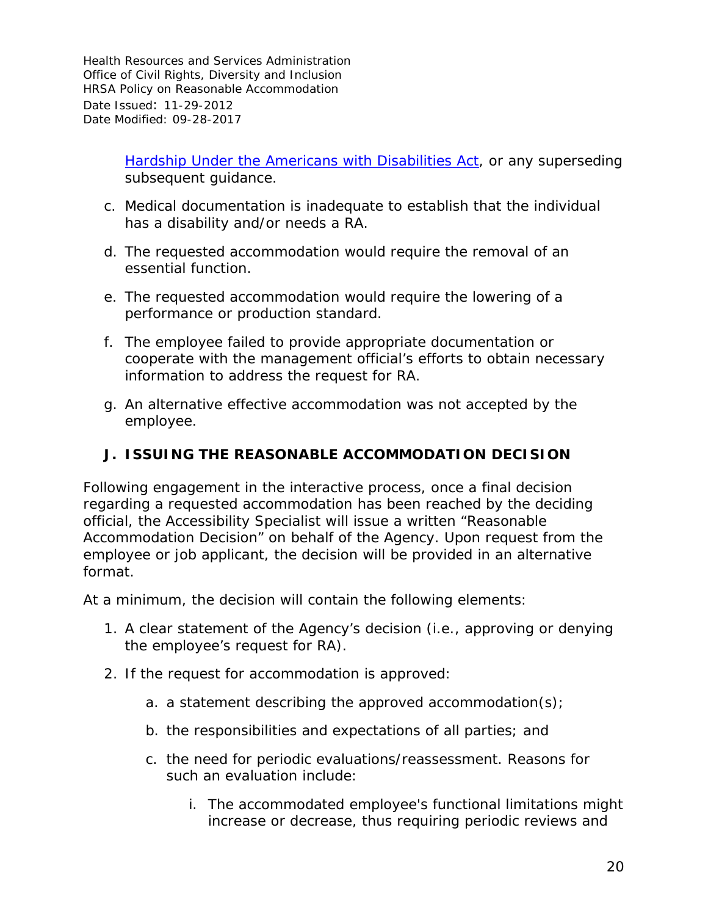Hardship Under the Americans with Disabilities Act, or any superseding subsequent guidance.

c. Medical documentation is inadequate to establish that the individual has a disability and/or needs a RA.

d. The requested accommodation would require the removal of an essential function.

e. The requested accommodation would require the lowering of a performance or production standard.

f. The employee failed to provide appropriate documentation or cooperate with the management official's efforts to obtain necessary information to address the request for RA.

g. An alternative effective accommodation was not accepted by the employee.

## J. ISSUING THE REASONABLE ACCOMMODATION DECISION

Following engagement in the interactive process, once a final decision regarding a requested accommodation has been reached by the deciding official, the Accessibility Specialist will issue a written "Reasonable Accommodation Decision" on behalf of the Agency. Upon request from the employee or job applicant, the decision will be provided in an alternative format.

At a minimum, the decision will contain the following elements:

1. A clear statement of the Agency's decision (i.e., approving or denying the employee's request for RA).
2. If the request for accommodation is approved:
   a. a statement describing the approved accommodation(s);
   b. the responsibilities and expectations of all parties; and
   c. the need for periodic evaluations/reassessment. Reasons for such an evaluation include:
      i. The accommodated employee's functional limitations might increase or decrease, thus requiring periodic reviews and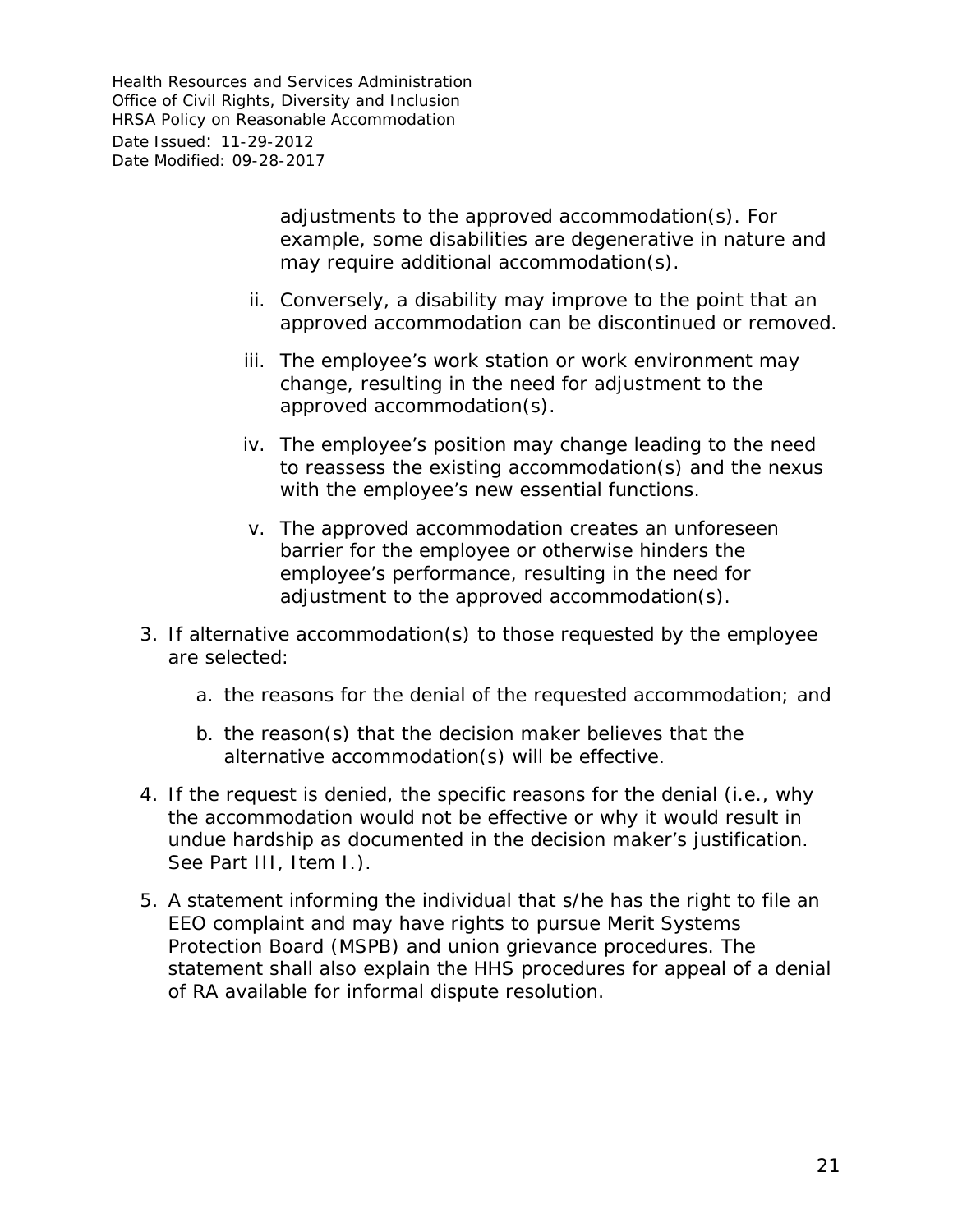adjustments to the approved accommodation(s). For example, some disabilities are degenerative in nature and may require additional accommodation(s).

ii. Conversely, a disability may improve to the point that an approved accommodation can be discontinued or removed.

iii. The employee's work station or work environment may change, resulting in the need for adjustment to the approved accommodation(s).

iv. The employee's position may change leading to the need to reassess the existing accommodation(s) and the nexus with the employee's new essential functions.

v. The approved accommodation creates an unforeseen barrier for the employee or otherwise hinders the employee's performance, resulting in the need for adjustment to the approved accommodation(s).

3. If alternative accommodation(s) to those requested by the employee are selected:

   a. the reasons for the denial of the requested accommodation; and

   b. the reason(s) that the decision maker believes that the alternative accommodation(s) will be effective.

4. If the request is denied, the specific reasons for the denial (i.e., why the accommodation would not be effective or why it would result in undue hardship as documented in the decision maker's justification. See Part III, Item I.).

5. A statement informing the individual that s/he has the right to file an EEO complaint and may have rights to pursue Merit Systems Protection Board (MSPB) and union grievance procedures. The statement shall also explain the HHS procedures for appeal of a denial of RA available for informal dispute resolution.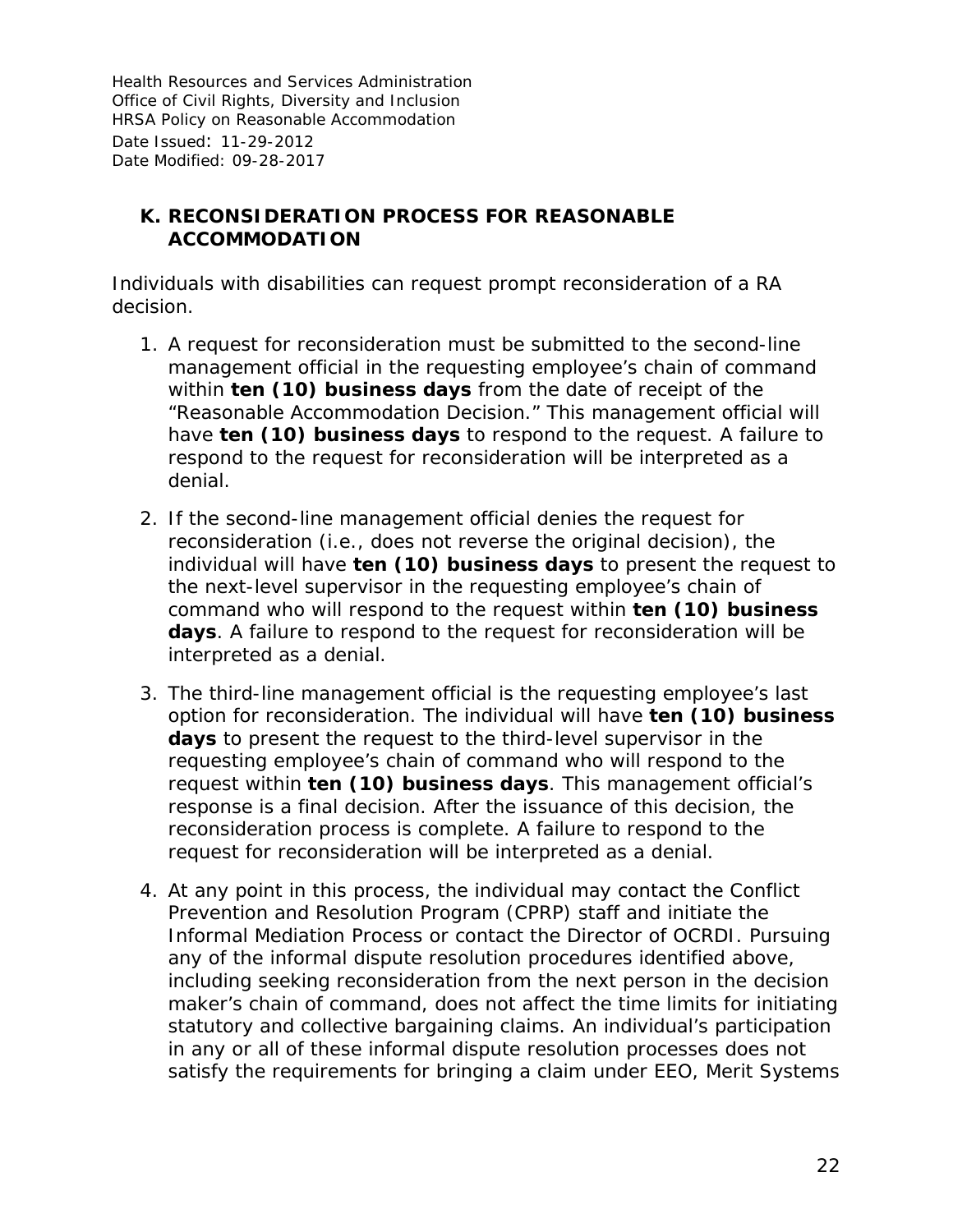## K. RECONSIDERATION PROCESS FOR REASONABLE ACCOMMODATION

Individuals with disabilities can request prompt reconsideration of a RA decision.

1. A request for reconsideration must be submitted to the second-line management official in the requesting employee's chain of command within **ten (10) business days** from the date of receipt of the "Reasonable Accommodation Decision." This management official will have **ten (10) business days** to respond to the request. A failure to respond to the request for reconsideration will be interpreted as a denial.

2. If the second-line management official denies the request for reconsideration (i.e., does not reverse the original decision), the individual will have **ten (10) business days** to present the request to the next-level supervisor in the requesting employee's chain of command who will respond to the request within **ten (10) business days**. A failure to respond to the request for reconsideration will be interpreted as a denial.

3. The third-line management official is the requesting employee's last option for reconsideration. The individual will have **ten (10) business days** to present the request to the third-level supervisor in the requesting employee's chain of command who will respond to the request within **ten (10) business days**. This management official's response is a final decision. After the issuance of this decision, the reconsideration process is complete. A failure to respond to the request for reconsideration will be interpreted as a denial.

4. At any point in this process, the individual may contact the Conflict Prevention and Resolution Program (CPRP) staff and initiate the Informal Mediation Process or contact the Director of OCRDI. Pursuing any of the informal dispute resolution procedures identified above, including seeking reconsideration from the next person in the decision maker's chain of command, does not affect the time limits for initiating statutory and collective bargaining claims. An individual's participation in any or all of these informal dispute resolution processes does not satisfy the requirements for bringing a claim under EEO, Merit Systems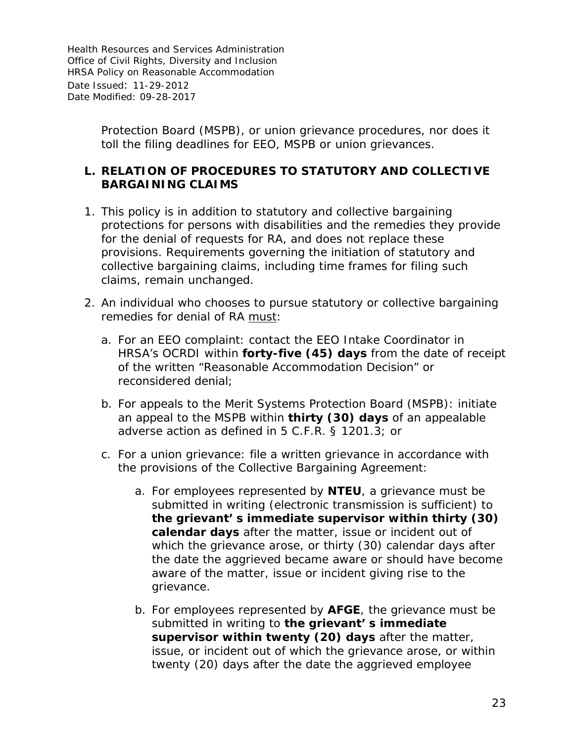Protection Board (MSPB), or union grievance procedures, nor does it toll the filing deadlines for EEO, MSPB or union grievances.

## L. RELATION OF PROCEDURES TO STATUTORY AND COLLECTIVE BARGAINING CLAIMS

1. This policy is in addition to statutory and collective bargaining protections for persons with disabilities and the remedies they provide for the denial of requests for RA, and does not replace these provisions. Requirements governing the initiation of statutory and collective bargaining claims, including time frames for filing such claims, remain unchanged.

2. An individual who chooses to pursue statutory or collective bargaining remedies for denial of RA <u>must</u>:

   a. For an EEO complaint: contact the EEO Intake Coordinator in HRSA's OCRDI within **forty-five (45) days** from the date of receipt of the written "Reasonable Accommodation Decision" or reconsidered denial;

   b. For appeals to the Merit Systems Protection Board (MSPB): initiate an appeal to the MSPB within **thirty (30) days** of an appealable adverse action as defined in 5 C.F.R. § 1201.3; or

   c. For a union grievance: file a written grievance in accordance with the provisions of the Collective Bargaining Agreement:

      a. For employees represented by **NTEU**, a grievance must be submitted in writing (electronic transmission is sufficient) to **the grievant' s immediate supervisor within thirty (30) calendar days** after the matter, issue or incident out of which the grievance arose, or thirty (30) calendar days after the date the aggrieved became aware or should have become aware of the matter, issue or incident giving rise to the grievance.

      b. For employees represented by **AFGE**, the grievance must be submitted in writing to **the grievant' s immediate supervisor within twenty (20) days** after the matter, issue, or incident out of which the grievance arose, or within twenty (20) days after the date the aggrieved employee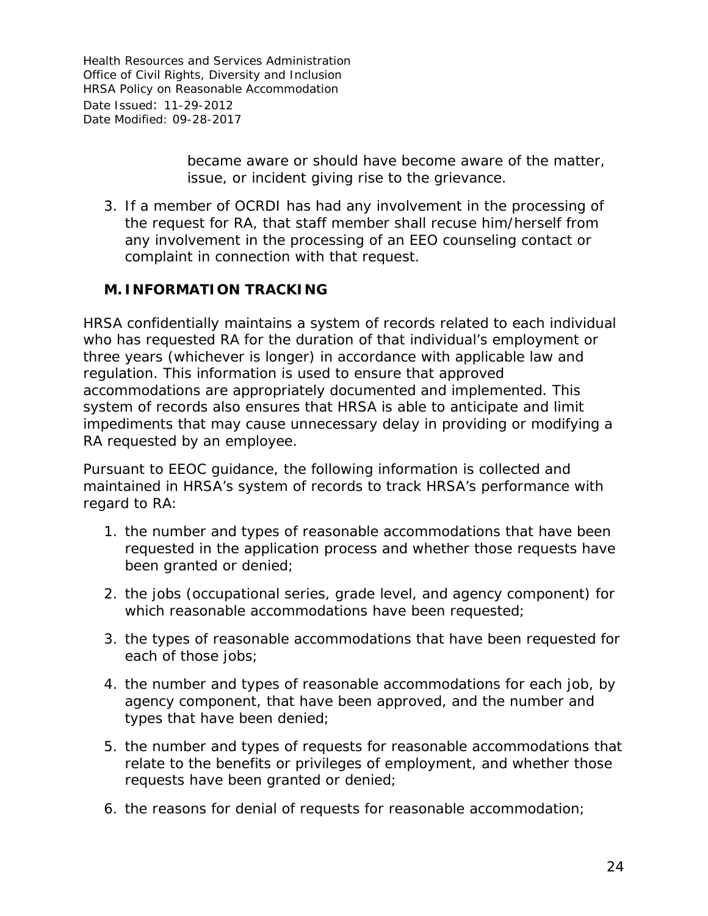became aware or should have become aware of the matter, issue, or incident giving rise to the grievance.

3. If a member of OCRDI has had any involvement in the processing of the request for RA, that staff member shall recuse him/herself from any involvement in the processing of an EEO counseling contact or complaint in connection with that request.

## M. INFORMATION TRACKING

HRSA confidentially maintains a system of records related to each individual who has requested RA for the duration of that individual's employment or three years (whichever is longer) in accordance with applicable law and regulation. This information is used to ensure that approved accommodations are appropriately documented and implemented. This system of records also ensures that HRSA is able to anticipate and limit impediments that may cause unnecessary delay in providing or modifying a RA requested by an employee.

Pursuant to EEOC guidance, the following information is collected and maintained in HRSA's system of records to track HRSA's performance with regard to RA:

1. the number and types of reasonable accommodations that have been requested in the application process and whether those requests have been granted or denied;
2. the jobs (occupational series, grade level, and agency component) for which reasonable accommodations have been requested;
3. the types of reasonable accommodations that have been requested for each of those jobs;
4. the number and types of reasonable accommodations for each job, by agency component, that have been approved, and the number and types that have been denied;
5. the number and types of requests for reasonable accommodations that relate to the benefits or privileges of employment, and whether those requests have been granted or denied;
6. the reasons for denial of requests for reasonable accommodation;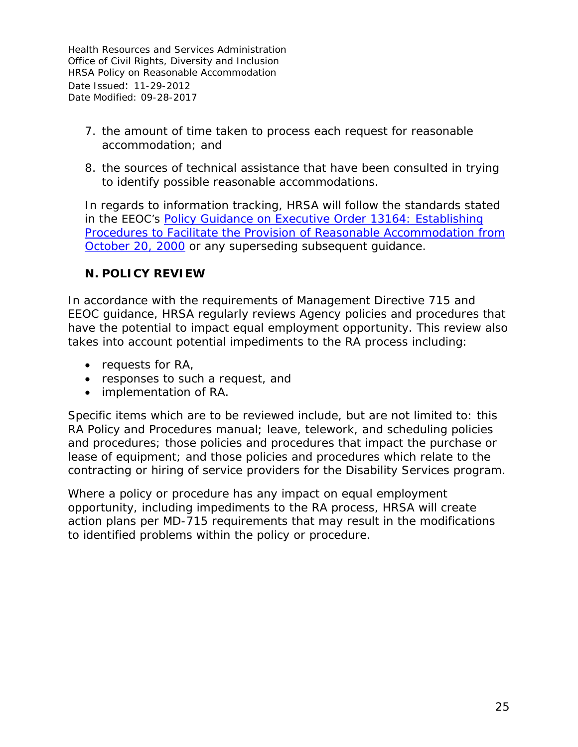7. the amount of time taken to process each request for reasonable accommodation; and
8. the sources of technical assistance that have been consulted in trying to identify possible reasonable accommodations.

In regards to information tracking, HRSA will follow the standards stated in the EEOC's [Policy Guidance on Executive Order 13164: Establishing Procedures to Facilitate the Provision of Reasonable Accommodation from October 20, 2000]() or any superseding subsequent guidance.

## N. POLICY REVIEW

In accordance with the requirements of Management Directive 715 and EEOC guidance, HRSA regularly reviews Agency policies and procedures that have the potential to impact equal employment opportunity. This review also takes into account potential impediments to the RA process including:

- requests for RA,
- responses to such a request, and
- implementation of RA.

Specific items which are to be reviewed include, but are not limited to: this RA Policy and Procedures manual; leave, telework, and scheduling policies and procedures; those policies and procedures that impact the purchase or lease of equipment; and those policies and procedures which relate to the contracting or hiring of service providers for the Disability Services program.

Where a policy or procedure has any impact on equal employment opportunity, including impediments to the RA process, HRSA will create action plans per MD-715 requirements that may result in the modifications to identified problems within the policy or procedure.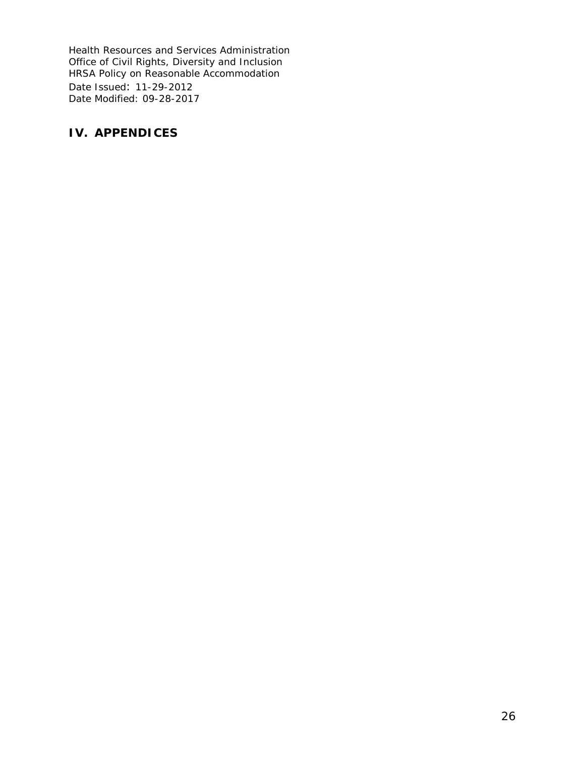# IV. APPENDICES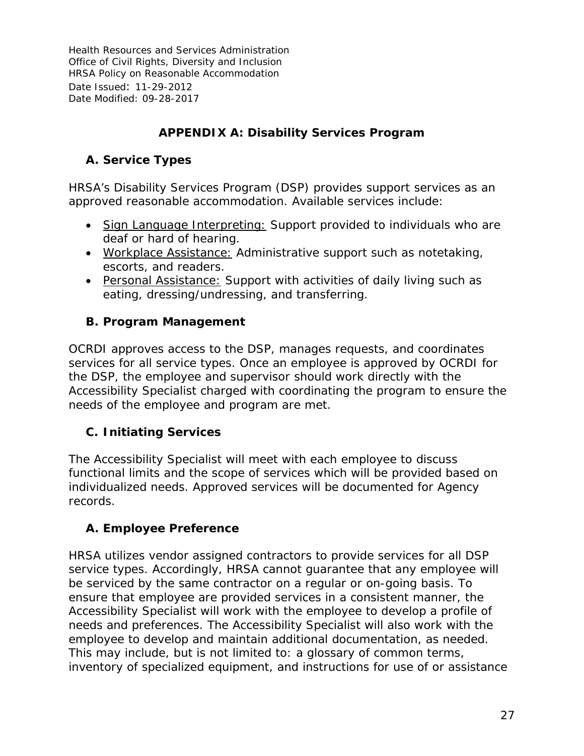## APPENDIX A: Disability Services Program

### A. Service Types

HRSA's Disability Services Program (DSP) provides support services as an approved reasonable accommodation. Available services include:

- Sign Language Interpreting: Support provided to individuals who are deaf or hard of hearing.
- Workplace Assistance: Administrative support such as notetaking, escorts, and readers.
- Personal Assistance: Support with activities of daily living such as eating, dressing/undressing, and transferring.

### B. Program Management

OCRDI approves access to the DSP, manages requests, and coordinates services for all service types. Once an employee is approved by OCRDI for the DSP, the employee and supervisor should work directly with the Accessibility Specialist charged with coordinating the program to ensure the needs of the employee and program are met.

### C. Initiating Services

The Accessibility Specialist will meet with each employee to discuss functional limits and the scope of services which will be provided based on individualized needs. Approved services will be documented for Agency records.

### A. Employee Preference

HRSA utilizes vendor assigned contractors to provide services for all DSP service types. Accordingly, HRSA cannot guarantee that any employee will be serviced by the same contractor on a regular or on-going basis. To ensure that employee are provided services in a consistent manner, the Accessibility Specialist will work with the employee to develop a profile of needs and preferences. The Accessibility Specialist will also work with the employee to develop and maintain additional documentation, as needed. This may include, but is not limited to: a glossary of common terms, inventory of specialized equipment, and instructions for use of or assistance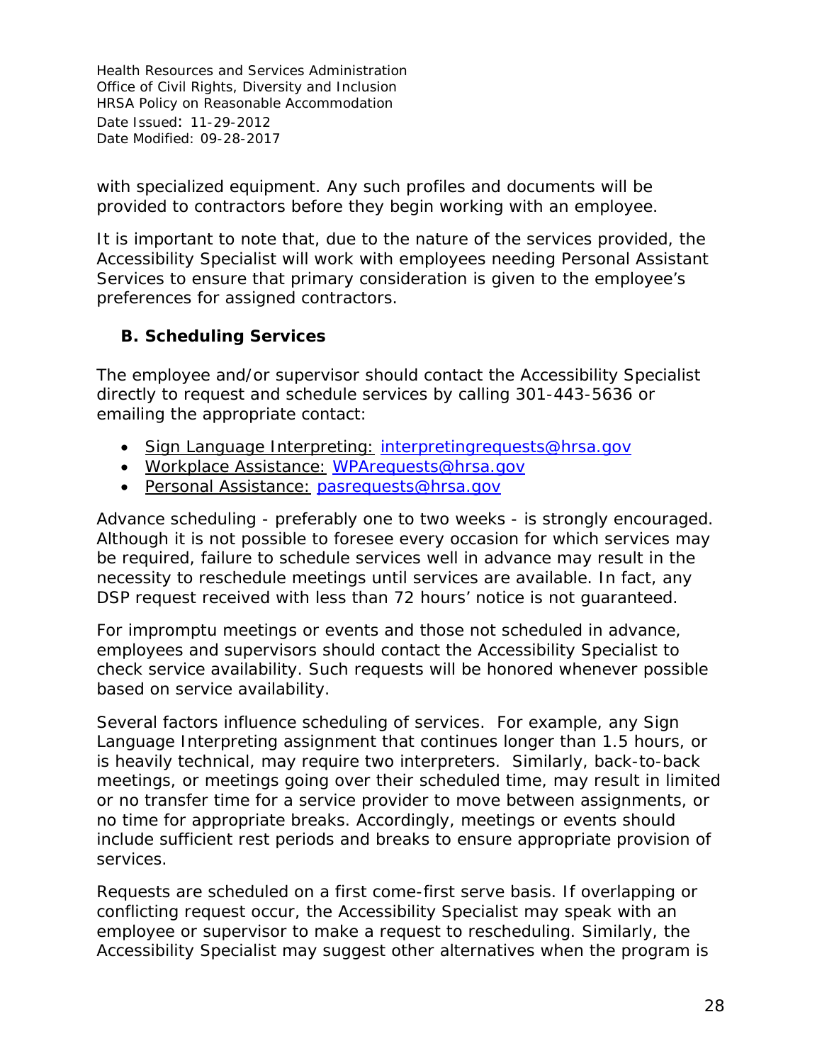with specialized equipment. Any such profiles and documents will be provided to contractors before they begin working with an employee.

It is important to note that, due to the nature of the services provided, the Accessibility Specialist will work with employees needing Personal Assistant Services to ensure that primary consideration is given to the employee's preferences for assigned contractors.

### B. Scheduling Services

The employee and/or supervisor should contact the Accessibility Specialist directly to request and schedule services by calling 301-443-5636 or emailing the appropriate contact:

- Sign Language Interpreting: interpretingrequests@hrsa.gov
- Workplace Assistance: WPArequests@hrsa.gov
- Personal Assistance: pasrequests@hrsa.gov

Advance scheduling - preferably one to two weeks - is strongly encouraged. Although it is not possible to foresee every occasion for which services may be required, failure to schedule services well in advance may result in the necessity to reschedule meetings until services are available. In fact, any DSP request received with less than 72 hours' notice is not guaranteed.

For impromptu meetings or events and those not scheduled in advance, employees and supervisors should contact the Accessibility Specialist to check service availability. Such requests will be honored whenever possible based on service availability.

Several factors influence scheduling of services. For example, any Sign Language Interpreting assignment that continues longer than 1.5 hours, or is heavily technical, may require two interpreters. Similarly, back-to-back meetings, or meetings going over their scheduled time, may result in limited or no transfer time for a service provider to move between assignments, or no time for appropriate breaks. Accordingly, meetings or events should include sufficient rest periods and breaks to ensure appropriate provision of services.

Requests are scheduled on a first come-first serve basis. If overlapping or conflicting request occur, the Accessibility Specialist may speak with an employee or supervisor to make a request to rescheduling. Similarly, the Accessibility Specialist may suggest other alternatives when the program is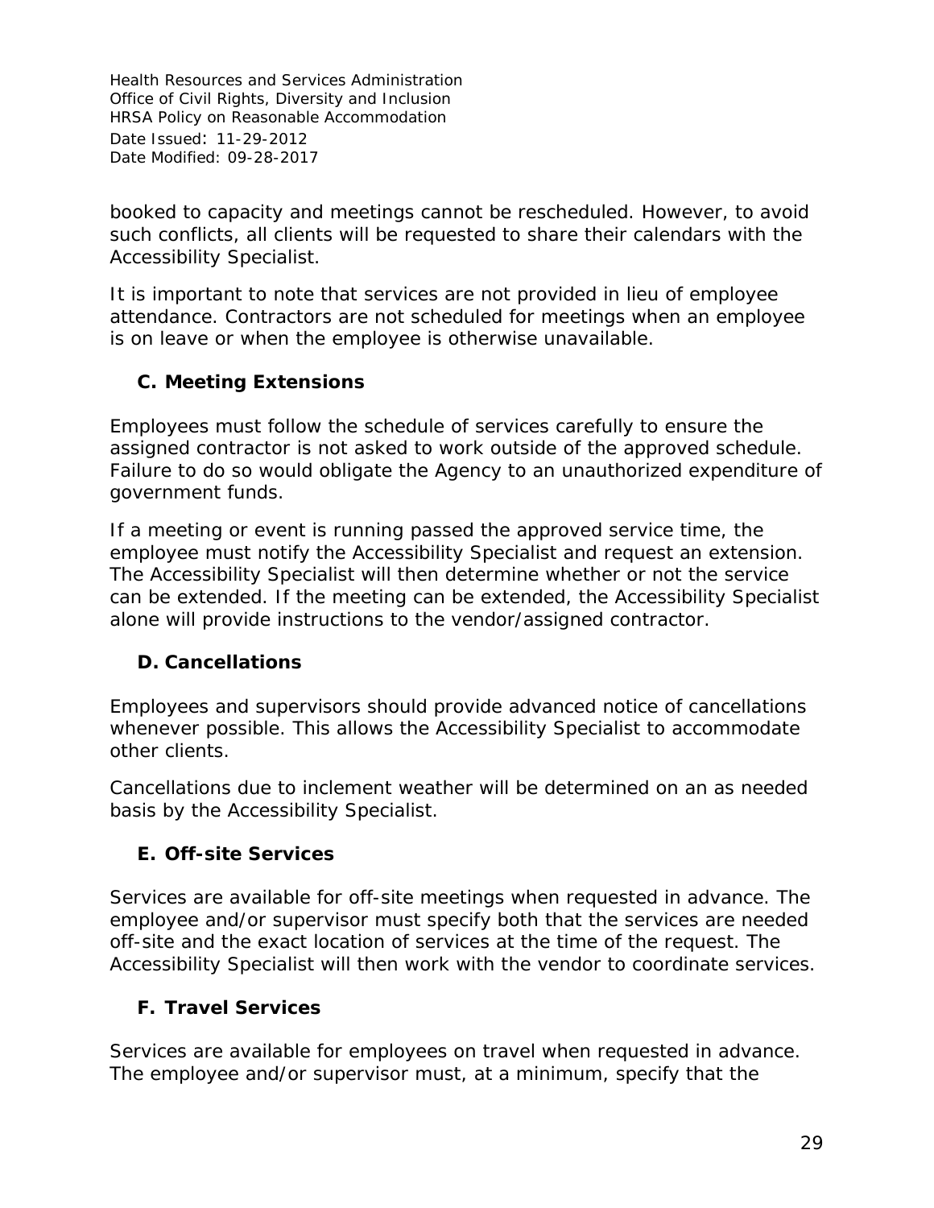booked to capacity and meetings cannot be rescheduled. However, to avoid such conflicts, all clients will be requested to share their calendars with the Accessibility Specialist.

It is important to note that services are not provided in lieu of employee attendance. Contractors are not scheduled for meetings when an employee is on leave or when the employee is otherwise unavailable.

### C. Meeting Extensions

Employees must follow the schedule of services carefully to ensure the assigned contractor is not asked to work outside of the approved schedule. Failure to do so would obligate the Agency to an unauthorized expenditure of government funds.

If a meeting or event is running passed the approved service time, the employee must notify the Accessibility Specialist and request an extension. The Accessibility Specialist will then determine whether or not the service can be extended. If the meeting can be extended, the Accessibility Specialist alone will provide instructions to the vendor/assigned contractor.

### D. Cancellations

Employees and supervisors should provide advanced notice of cancellations whenever possible. This allows the Accessibility Specialist to accommodate other clients.

Cancellations due to inclement weather will be determined on an as needed basis by the Accessibility Specialist.

### E. Off-site Services

Services are available for off-site meetings when requested in advance. The employee and/or supervisor must specify both that the services are needed off-site and the exact location of services at the time of the request. The Accessibility Specialist will then work with the vendor to coordinate services.

### F. Travel Services

Services are available for employees on travel when requested in advance. The employee and/or supervisor must, at a minimum, specify that the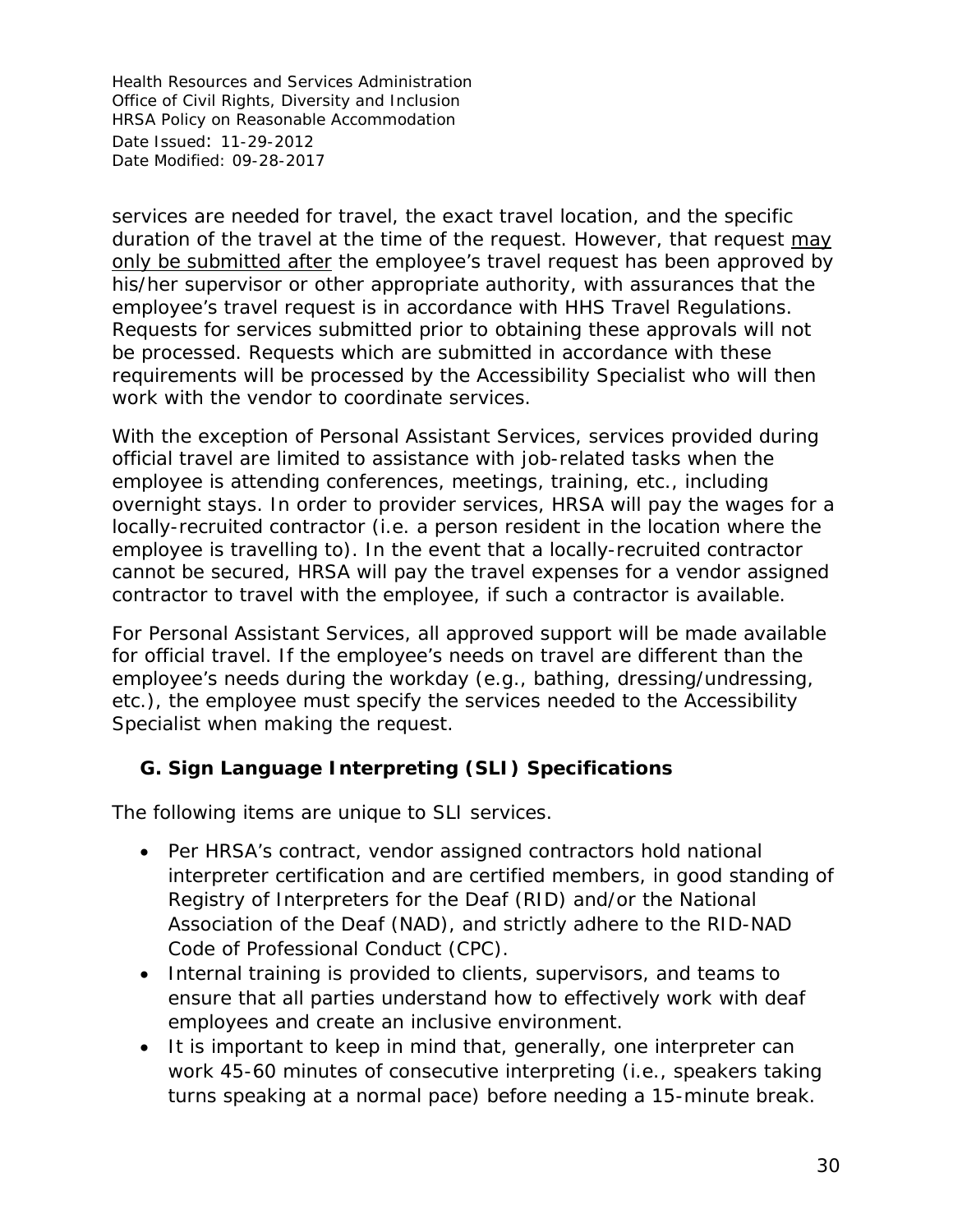services are needed for travel, the exact travel location, and the specific duration of the travel at the time of the request. However, that request may only be submitted after the employee's travel request has been approved by his/her supervisor or other appropriate authority, with assurances that the employee's travel request is in accordance with HHS Travel Regulations. Requests for services submitted prior to obtaining these approvals will not be processed. Requests which are submitted in accordance with these requirements will be processed by the Accessibility Specialist who will then work with the vendor to coordinate services.

With the exception of Personal Assistant Services, services provided during official travel are limited to assistance with job-related tasks when the employee is attending conferences, meetings, training, etc., including overnight stays. In order to provider services, HRSA will pay the wages for a locally-recruited contractor (i.e. a person resident in the location where the employee is travelling to). In the event that a locally-recruited contractor cannot be secured, HRSA will pay the travel expenses for a vendor assigned contractor to travel with the employee, if such a contractor is available.

For Personal Assistant Services, all approved support will be made available for official travel. If the employee's needs on travel are different than the employee's needs during the workday (e.g., bathing, dressing/undressing, etc.), the employee must specify the services needed to the Accessibility Specialist when making the request.

### G. Sign Language Interpreting (SLI) Specifications

The following items are unique to SLI services.

- Per HRSA's contract, vendor assigned contractors hold national interpreter certification and are certified members, in good standing of Registry of Interpreters for the Deaf (RID) and/or the National Association of the Deaf (NAD), and strictly adhere to the RID-NAD Code of Professional Conduct (CPC).
- Internal training is provided to clients, supervisors, and teams to ensure that all parties understand how to effectively work with deaf employees and create an inclusive environment.
- It is important to keep in mind that, generally, one interpreter can work 45-60 minutes of consecutive interpreting (i.e., speakers taking turns speaking at a normal pace) before needing a 15-minute break.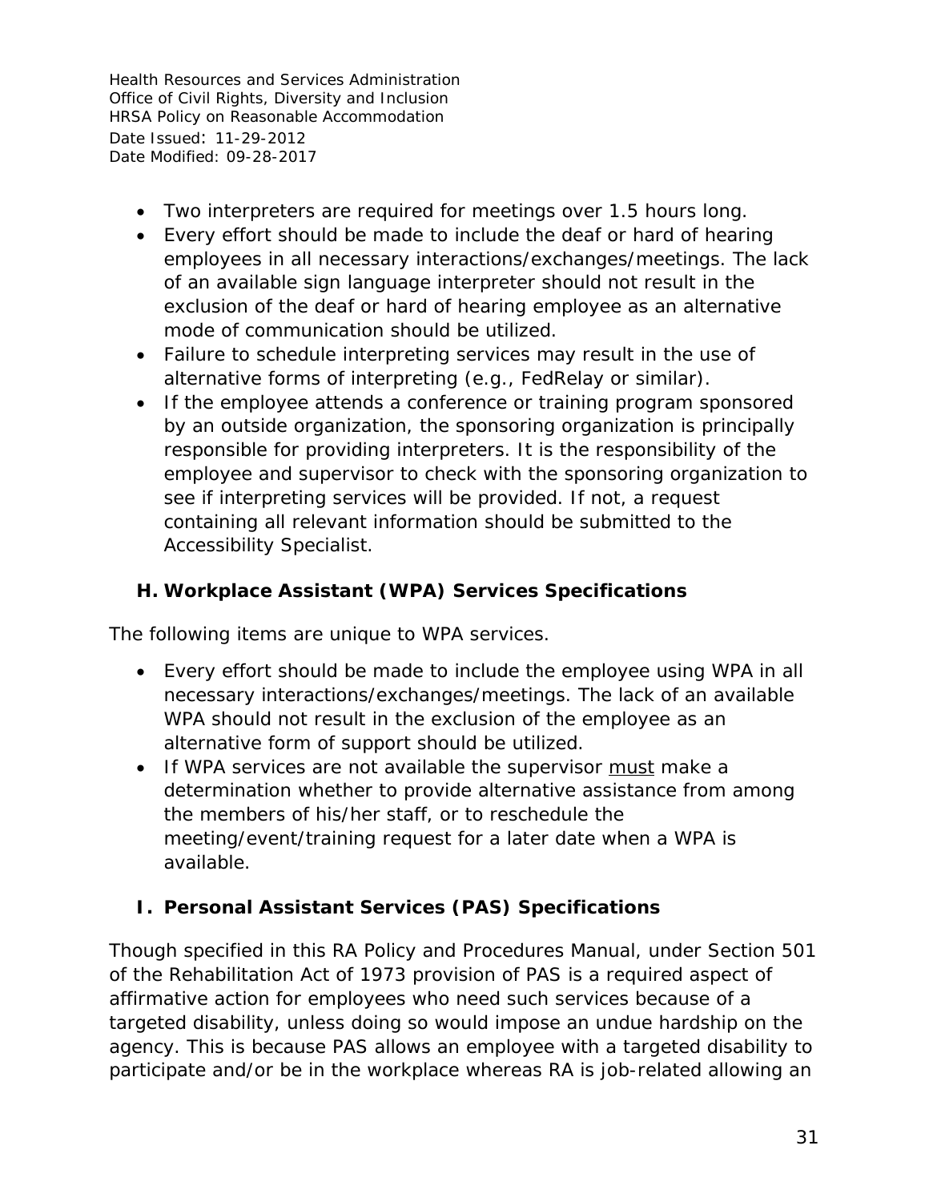- Two interpreters are required for meetings over 1.5 hours long.
- Every effort should be made to include the deaf or hard of hearing employees in all necessary interactions/exchanges/meetings. The lack of an available sign language interpreter should not result in the exclusion of the deaf or hard of hearing employee as an alternative mode of communication should be utilized.
- Failure to schedule interpreting services may result in the use of alternative forms of interpreting (e.g., FedRelay or similar).
- If the employee attends a conference or training program sponsored by an outside organization, the sponsoring organization is principally responsible for providing interpreters. It is the responsibility of the employee and supervisor to check with the sponsoring organization to see if interpreting services will be provided. If not, a request containing all relevant information should be submitted to the Accessibility Specialist.

### H. Workplace Assistant (WPA) Services Specifications

The following items are unique to WPA services.

- Every effort should be made to include the employee using WPA in all necessary interactions/exchanges/meetings. The lack of an available WPA should not result in the exclusion of the employee as an alternative form of support should be utilized.
- If WPA services are not available the supervisor <u>must</u> make a determination whether to provide alternative assistance from among the members of his/her staff, or to reschedule the meeting/event/training request for a later date when a WPA is available.

### I. Personal Assistant Services (PAS) Specifications

Though specified in this RA Policy and Procedures Manual, under Section 501 of the Rehabilitation Act of 1973 provision of PAS is a required aspect of affirmative action for employees who need such services because of a targeted disability, unless doing so would impose an undue hardship on the agency. This is because PAS allows an employee with a targeted disability to participate and/or be in the workplace whereas RA is job-related allowing an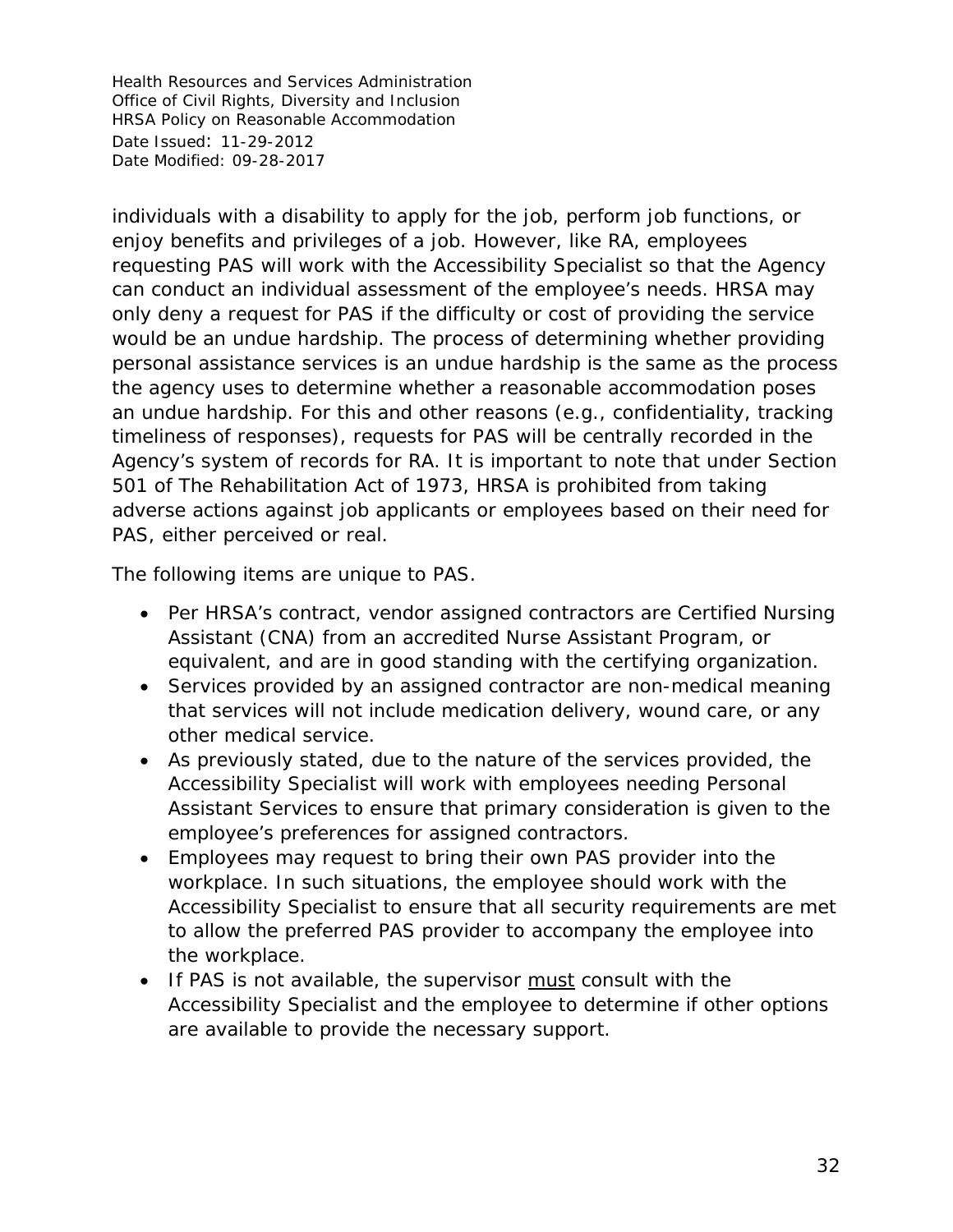individuals with a disability to apply for the job, perform job functions, or enjoy benefits and privileges of a job. However, like RA, employees requesting PAS will work with the Accessibility Specialist so that the Agency can conduct an individual assessment of the employee's needs. HRSA may only deny a request for PAS if the difficulty or cost of providing the service would be an undue hardship. The process of determining whether providing personal assistance services is an undue hardship is the same as the process the agency uses to determine whether a reasonable accommodation poses an undue hardship. For this and other reasons (e.g., confidentiality, tracking timeliness of responses), requests for PAS will be centrally recorded in the Agency's system of records for RA. It is important to note that under Section 501 of The Rehabilitation Act of 1973, HRSA is prohibited from taking adverse actions against job applicants or employees based on their need for PAS, either perceived or real.

The following items are unique to PAS.

- Per HRSA's contract, vendor assigned contractors are Certified Nursing Assistant (CNA) from an accredited Nurse Assistant Program, or equivalent, and are in good standing with the certifying organization.
- Services provided by an assigned contractor are non-medical meaning that services will not include medication delivery, wound care, or any other medical service.
- As previously stated, due to the nature of the services provided, the Accessibility Specialist will work with employees needing Personal Assistant Services to ensure that primary consideration is given to the employee's preferences for assigned contractors.
- Employees may request to bring their own PAS provider into the workplace. In such situations, the employee should work with the Accessibility Specialist to ensure that all security requirements are met to allow the preferred PAS provider to accompany the employee into the workplace.
- If PAS is not available, the supervisor <u>must</u> consult with the Accessibility Specialist and the employee to determine if other options are available to provide the necessary support.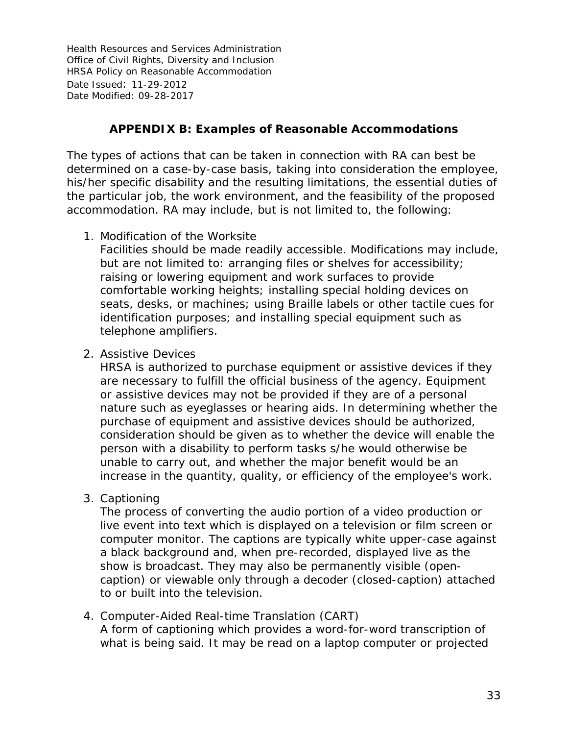## APPENDIX B: Examples of Reasonable Accommodations

The types of actions that can be taken in connection with RA can best be determined on a case-by-case basis, taking into consideration the employee, his/her specific disability and the resulting limitations, the essential duties of the particular job, the work environment, and the feasibility of the proposed accommodation. RA may include, but is not limited to, the following:

1. Modification of the Worksite
   Facilities should be made readily accessible. Modifications may include, but are not limited to: arranging files or shelves for accessibility; raising or lowering equipment and work surfaces to provide comfortable working heights; installing special holding devices on seats, desks, or machines; using Braille labels or other tactile cues for identification purposes; and installing special equipment such as telephone amplifiers.

2. Assistive Devices
   HRSA is authorized to purchase equipment or assistive devices if they are necessary to fulfill the official business of the agency. Equipment or assistive devices may not be provided if they are of a personal nature such as eyeglasses or hearing aids. In determining whether the purchase of equipment and assistive devices should be authorized, consideration should be given as to whether the device will enable the person with a disability to perform tasks s/he would otherwise be unable to carry out, and whether the major benefit would be an increase in the quantity, quality, or efficiency of the employee's work.

3. Captioning
   The process of converting the audio portion of a video production or live event into text which is displayed on a television or film screen or computer monitor. The captions are typically white upper-case against a black background and, when pre-recorded, displayed live as the show is broadcast. They may also be permanently visible (open-caption) or viewable only through a decoder (closed-caption) attached to or built into the television.

4. Computer-Aided Real-time Translation (CART)
   A form of captioning which provides a word-for-word transcription of what is being said. It may be read on a laptop computer or projected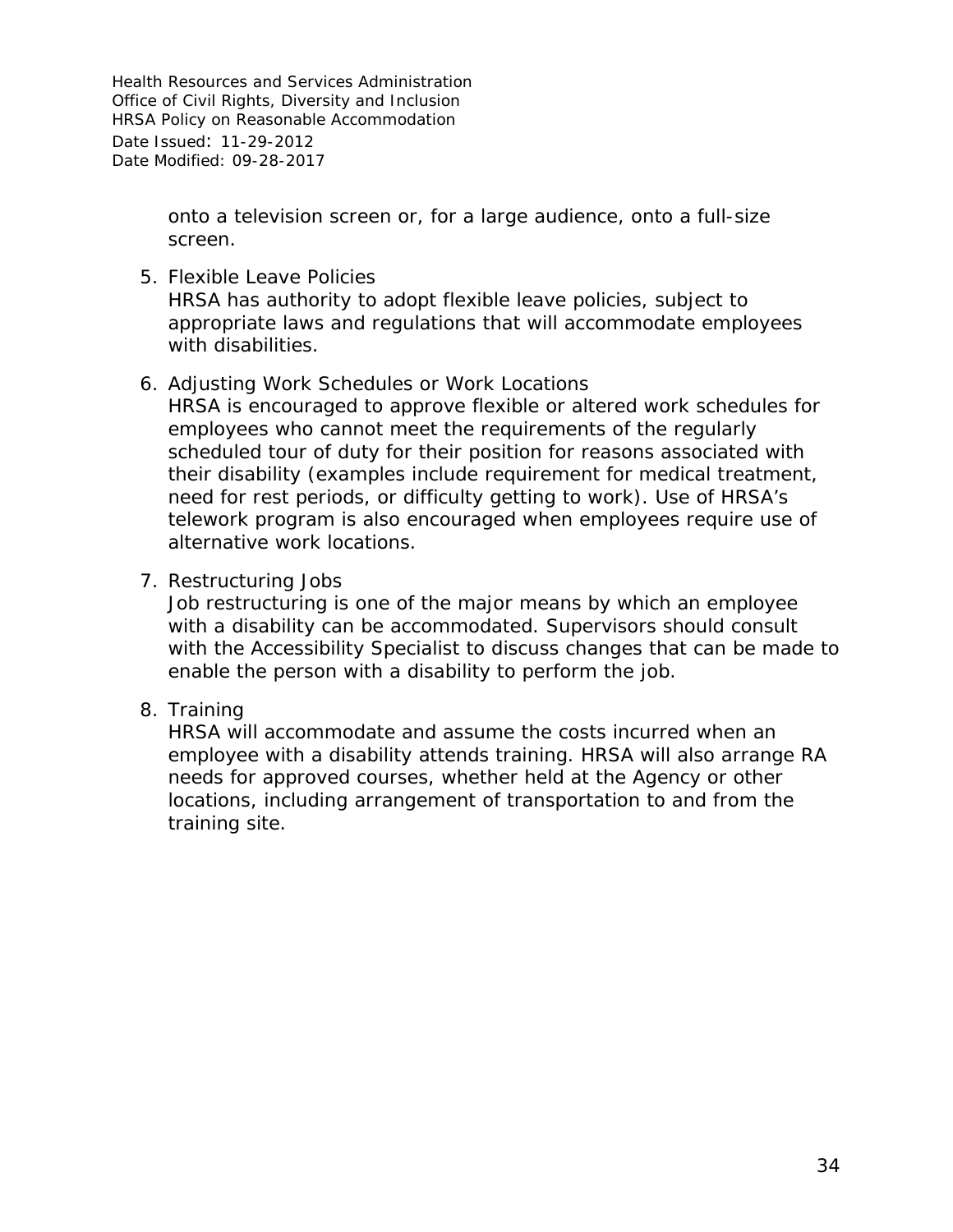onto a television screen or, for a large audience, onto a full-size screen.

5. Flexible Leave Policies
   HRSA has authority to adopt flexible leave policies, subject to appropriate laws and regulations that will accommodate employees with disabilities.

6. Adjusting Work Schedules or Work Locations
   HRSA is encouraged to approve flexible or altered work schedules for employees who cannot meet the requirements of the regularly scheduled tour of duty for their position for reasons associated with their disability (examples include requirement for medical treatment, need for rest periods, or difficulty getting to work). Use of HRSA's telework program is also encouraged when employees require use of alternative work locations.

7. Restructuring Jobs
   Job restructuring is one of the major means by which an employee with a disability can be accommodated. Supervisors should consult with the Accessibility Specialist to discuss changes that can be made to enable the person with a disability to perform the job.

8. Training
   HRSA will accommodate and assume the costs incurred when an employee with a disability attends training. HRSA will also arrange RA needs for approved courses, whether held at the Agency or other locations, including arrangement of transportation to and from the training site.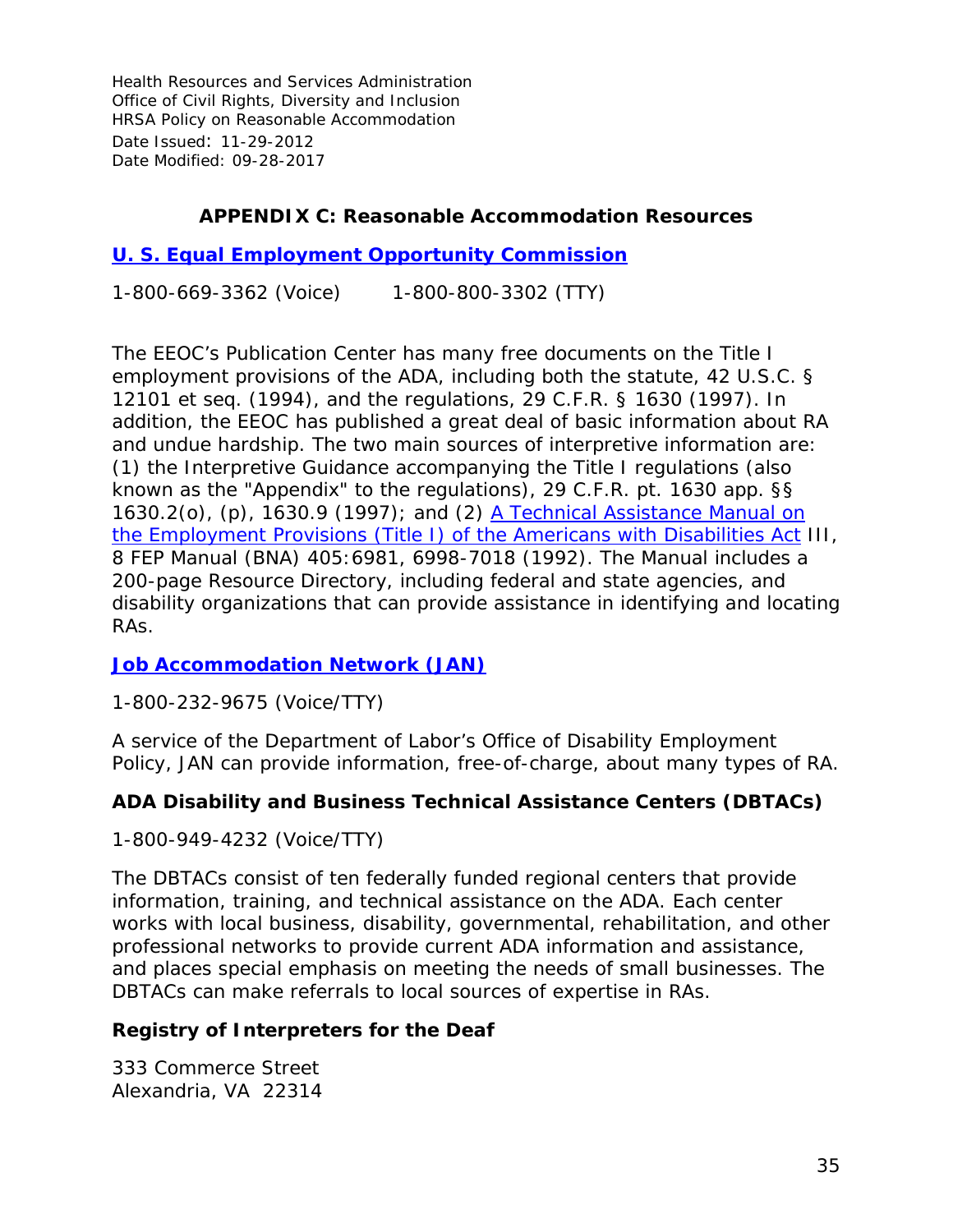## APPENDIX C: Reasonable Accommodation Resources

### [U. S. Equal Employment Opportunity Commission]

1-800-669-3362 (Voice)     1-800-800-3302 (TTY)

The EEOC's Publication Center has many free documents on the Title I employment provisions of the ADA, including both the statute, 42 U.S.C. § 12101 et seq. (1994), and the regulations, 29 C.F.R. § 1630 (1997). In addition, the EEOC has published a great deal of basic information about RA and undue hardship. The two main sources of interpretive information are: (1) the Interpretive Guidance accompanying the Title I regulations (also known as the "Appendix" to the regulations), 29 C.F.R. pt. 1630 app. §§ 1630.2(o), (p), 1630.9 (1997); and (2) A Technical Assistance Manual on the Employment Provisions (Title I) of the Americans with Disabilities Act III, 8 FEP Manual (BNA) 405:6981, 6998-7018 (1992). The Manual includes a 200-page Resource Directory, including federal and state agencies, and disability organizations that can provide assistance in identifying and locating RAs.

### Job Accommodation Network (JAN)

1-800-232-9675 (Voice/TTY)

A service of the Department of Labor's Office of Disability Employment Policy, JAN can provide information, free-of-charge, about many types of RA.

### ADA Disability and Business Technical Assistance Centers (DBTACs)

1-800-949-4232 (Voice/TTY)

The DBTACs consist of ten federally funded regional centers that provide information, training, and technical assistance on the ADA. Each center works with local business, disability, governmental, rehabilitation, and other professional networks to provide current ADA information and assistance, and places special emphasis on meeting the needs of small businesses. The DBTACs can make referrals to local sources of expertise in RAs.

### Registry of Interpreters for the Deaf

333 Commerce Street
Alexandria, VA 22314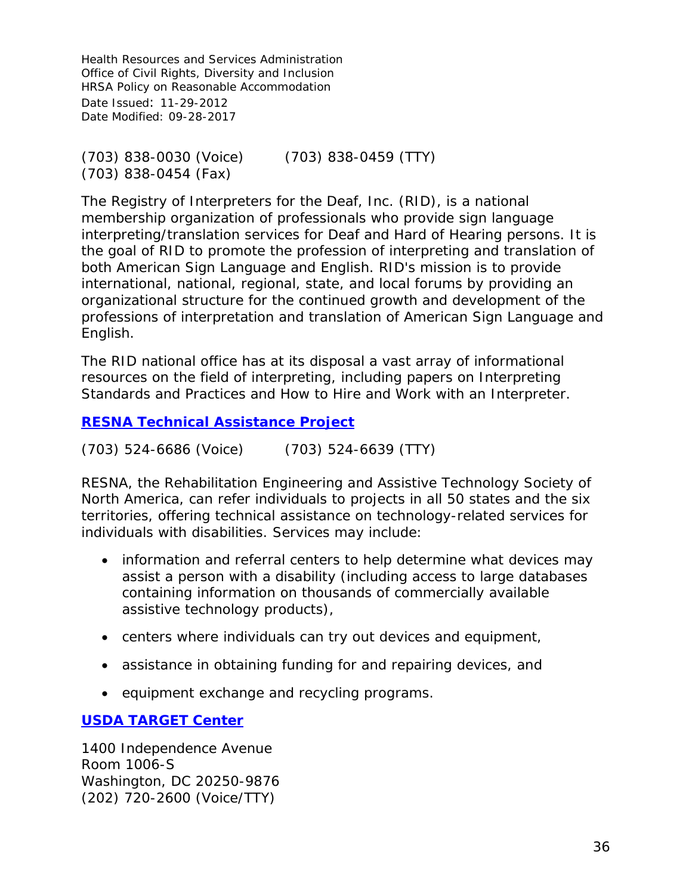(703) 838-0030 (Voice)    (703) 838-0459 (TTY)
(703) 838-0454 (Fax)

The Registry of Interpreters for the Deaf, Inc. (RID), is a national membership organization of professionals who provide sign language interpreting/translation services for Deaf and Hard of Hearing persons. It is the goal of RID to promote the profession of interpreting and translation of both American Sign Language and English. RID's mission is to provide international, national, regional, state, and local forums by providing an organizational structure for the continued growth and development of the professions of interpretation and translation of American Sign Language and English.

The RID national office has at its disposal a vast array of informational resources on the field of interpreting, including papers on Interpreting Standards and Practices and How to Hire and Work with an Interpreter.

**RESNA Technical Assistance Project**

(703) 524-6686 (Voice)    (703) 524-6639 (TTY)

RESNA, the Rehabilitation Engineering and Assistive Technology Society of North America, can refer individuals to projects in all 50 states and the six territories, offering technical assistance on technology-related services for individuals with disabilities. Services may include:

- information and referral centers to help determine what devices may assist a person with a disability (including access to large databases containing information on thousands of commercially available assistive technology products),
- centers where individuals can try out devices and equipment,
- assistance in obtaining funding for and repairing devices, and
- equipment exchange and recycling programs.

**USDA TARGET Center**

1400 Independence Avenue
Room 1006-S
Washington, DC 20250-9876
(202) 720-2600 (Voice/TTY)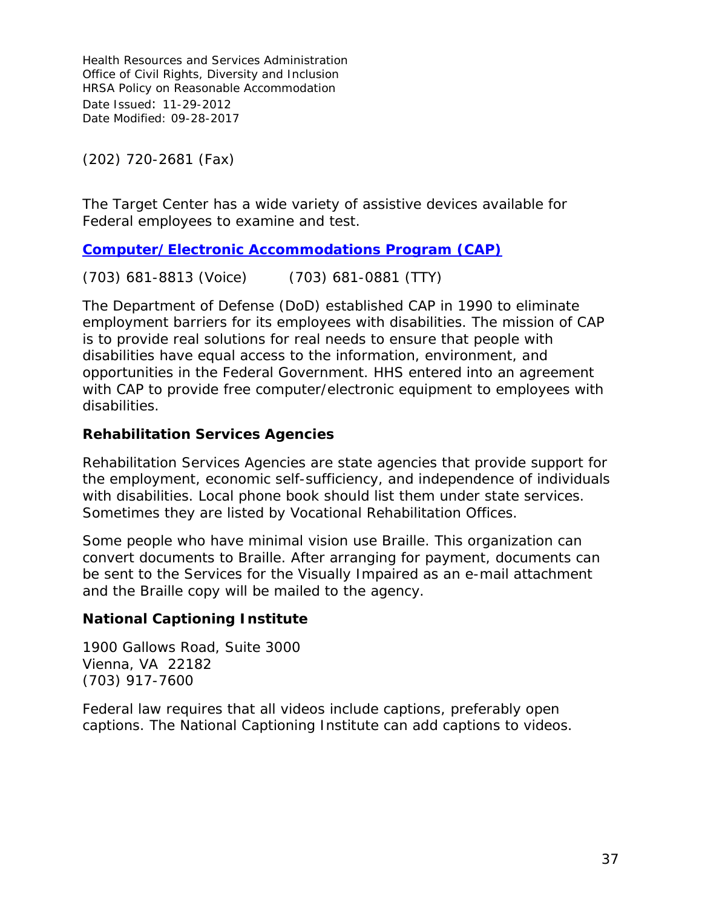(202) 720-2681 (Fax)

The Target Center has a wide variety of assistive devices available for Federal employees to examine and test.

**Computer/Electronic Accommodations Program (CAP)**

(703) 681-8813 (Voice)      (703) 681-0881 (TTY)

The Department of Defense (DoD) established CAP in 1990 to eliminate employment barriers for its employees with disabilities. The mission of CAP is to provide real solutions for real needs to ensure that people with disabilities have equal access to the information, environment, and opportunities in the Federal Government. HHS entered into an agreement with CAP to provide free computer/electronic equipment to employees with disabilities.

**Rehabilitation Services Agencies**

Rehabilitation Services Agencies are state agencies that provide support for the employment, economic self-sufficiency, and independence of individuals with disabilities. Local phone book should list them under state services. Sometimes they are listed by Vocational Rehabilitation Offices.

Some people who have minimal vision use Braille. This organization can convert documents to Braille. After arranging for payment, documents can be sent to the Services for the Visually Impaired as an e-mail attachment and the Braille copy will be mailed to the agency.

**National Captioning Institute**

1900 Gallows Road, Suite 3000
Vienna, VA 22182
(703) 917-7600

Federal law requires that all videos include captions, preferably open captions. The National Captioning Institute can add captions to videos.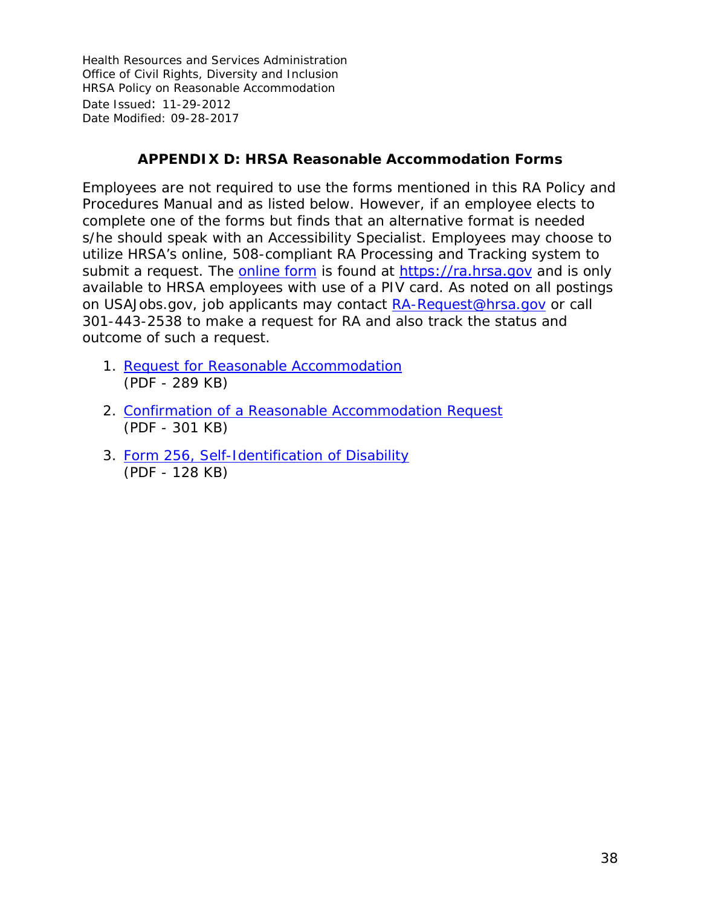## APPENDIX D: HRSA Reasonable Accommodation Forms

Employees are not required to use the forms mentioned in this RA Policy and Procedures Manual and as listed below. However, if an employee elects to complete one of the forms but finds that an alternative format is needed s/he should speak with an Accessibility Specialist. Employees may choose to utilize HRSA's online, 508-compliant RA Processing and Tracking system to submit a request. The online form is found at https://ra.hrsa.gov and is only available to HRSA employees with use of a PIV card. As noted on all postings on USAJobs.gov, job applicants may contact RA-Request@hrsa.gov or call 301-443-2538 to make a request for RA and also track the status and outcome of such a request.

1. Request for Reasonable Accommodation (PDF - 289 KB)
2. Confirmation of a Reasonable Accommodation Request (PDF - 301 KB)
3. Form 256, Self-Identification of Disability (PDF - 128 KB)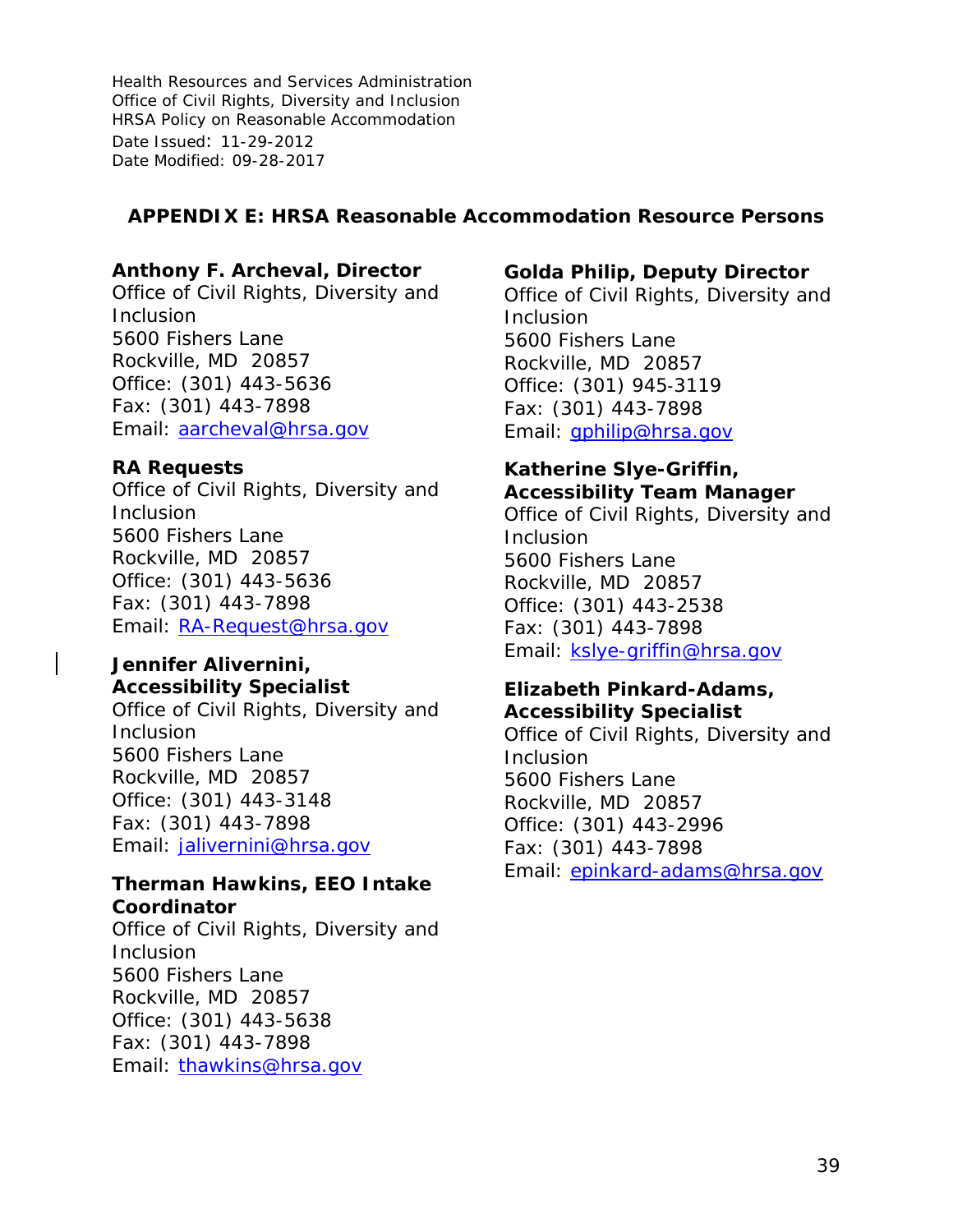## APPENDIX E: HRSA Reasonable Accommodation Resource Persons

**Anthony F. Archeval, Director**
Office of Civil Rights, Diversity and Inclusion
5600 Fishers Lane
Rockville, MD 20857
Office: (301) 443-5636
Fax: (301) 443-7898
Email: aarcheval@hrsa.gov

**RA Requests**
Office of Civil Rights, Diversity and Inclusion
5600 Fishers Lane
Rockville, MD 20857
Office: (301) 443-5636
Fax: (301) 443-7898
Email: RA-Request@hrsa.gov

**Jennifer Alivernini, Accessibility Specialist**
Office of Civil Rights, Diversity and Inclusion
5600 Fishers Lane
Rockville, MD 20857
Office: (301) 443-3148
Fax: (301) 443-7898
Email: jalivernini@hrsa.gov

**Therman Hawkins, EEO Intake Coordinator**
Office of Civil Rights, Diversity and Inclusion
5600 Fishers Lane
Rockville, MD 20857
Office: (301) 443-5638
Fax: (301) 443-7898
Email: thawkins@hrsa.gov

**Golda Philip, Deputy Director**
Office of Civil Rights, Diversity and Inclusion
5600 Fishers Lane
Rockville, MD 20857
Office: (301) 945-3119
Fax: (301) 443-7898
Email: gphilip@hrsa.gov

**Katherine Slye-Griffin, Accessibility Team Manager**
Office of Civil Rights, Diversity and Inclusion
5600 Fishers Lane
Rockville, MD 20857
Office: (301) 443-2538
Fax: (301) 443-7898
Email: kslye-griffin@hrsa.gov

**Elizabeth Pinkard-Adams, Accessibility Specialist**
Office of Civil Rights, Diversity and Inclusion
5600 Fishers Lane
Rockville, MD 20857
Office: (301) 443-2996
Fax: (301) 443-7898
Email: epinkard-adams@hrsa.gov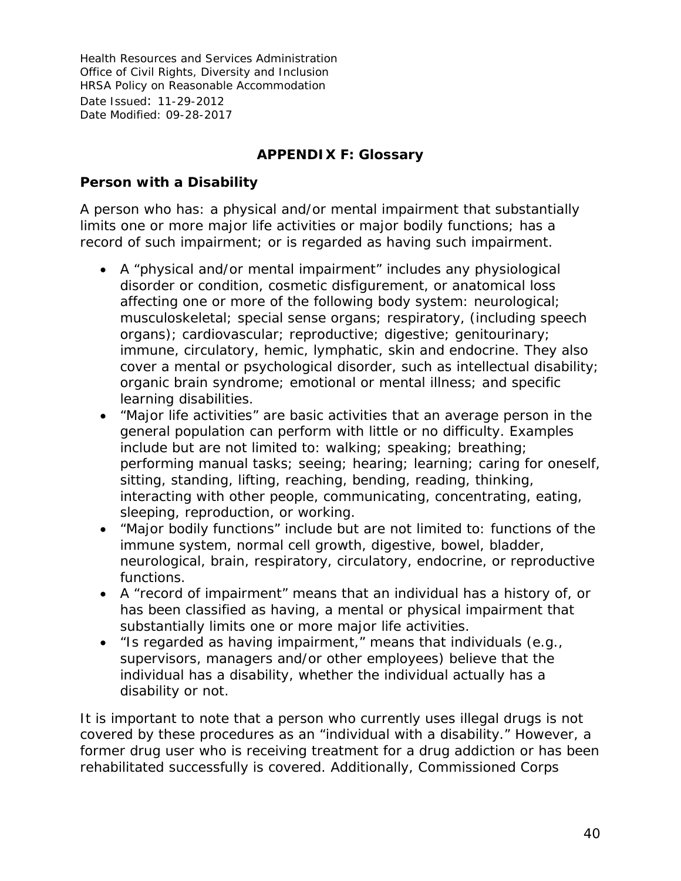## APPENDIX F: Glossary

### Person with a Disability

A person who has: a physical and/or mental impairment that substantially limits one or more major life activities or major bodily functions; has a record of such impairment; or is regarded as having such impairment.

- A "physical and/or mental impairment" includes any physiological disorder or condition, cosmetic disfigurement, or anatomical loss affecting one or more of the following body system: neurological; musculoskeletal; special sense organs; respiratory, (including speech organs); cardiovascular; reproductive; digestive; genitourinary; immune, circulatory, hemic, lymphatic, skin and endocrine. They also cover a mental or psychological disorder, such as intellectual disability; organic brain syndrome; emotional or mental illness; and specific learning disabilities.
- "Major life activities" are basic activities that an average person in the general population can perform with little or no difficulty. Examples include but are not limited to: walking; speaking; breathing; performing manual tasks; seeing; hearing; learning; caring for oneself, sitting, standing, lifting, reaching, bending, reading, thinking, interacting with other people, communicating, concentrating, eating, sleeping, reproduction, or working.
- "Major bodily functions" include but are not limited to: functions of the immune system, normal cell growth, digestive, bowel, bladder, neurological, brain, respiratory, circulatory, endocrine, or reproductive functions.
- A "record of impairment" means that an individual has a history of, or has been classified as having, a mental or physical impairment that substantially limits one or more major life activities.
- "Is regarded as having impairment," means that individuals (e.g., supervisors, managers and/or other employees) believe that the individual has a disability, whether the individual actually has a disability or not.

It is important to note that a person who currently uses illegal drugs is not covered by these procedures as an "individual with a disability." However, a former drug user who is receiving treatment for a drug addiction or has been rehabilitated successfully is covered. Additionally, Commissioned Corps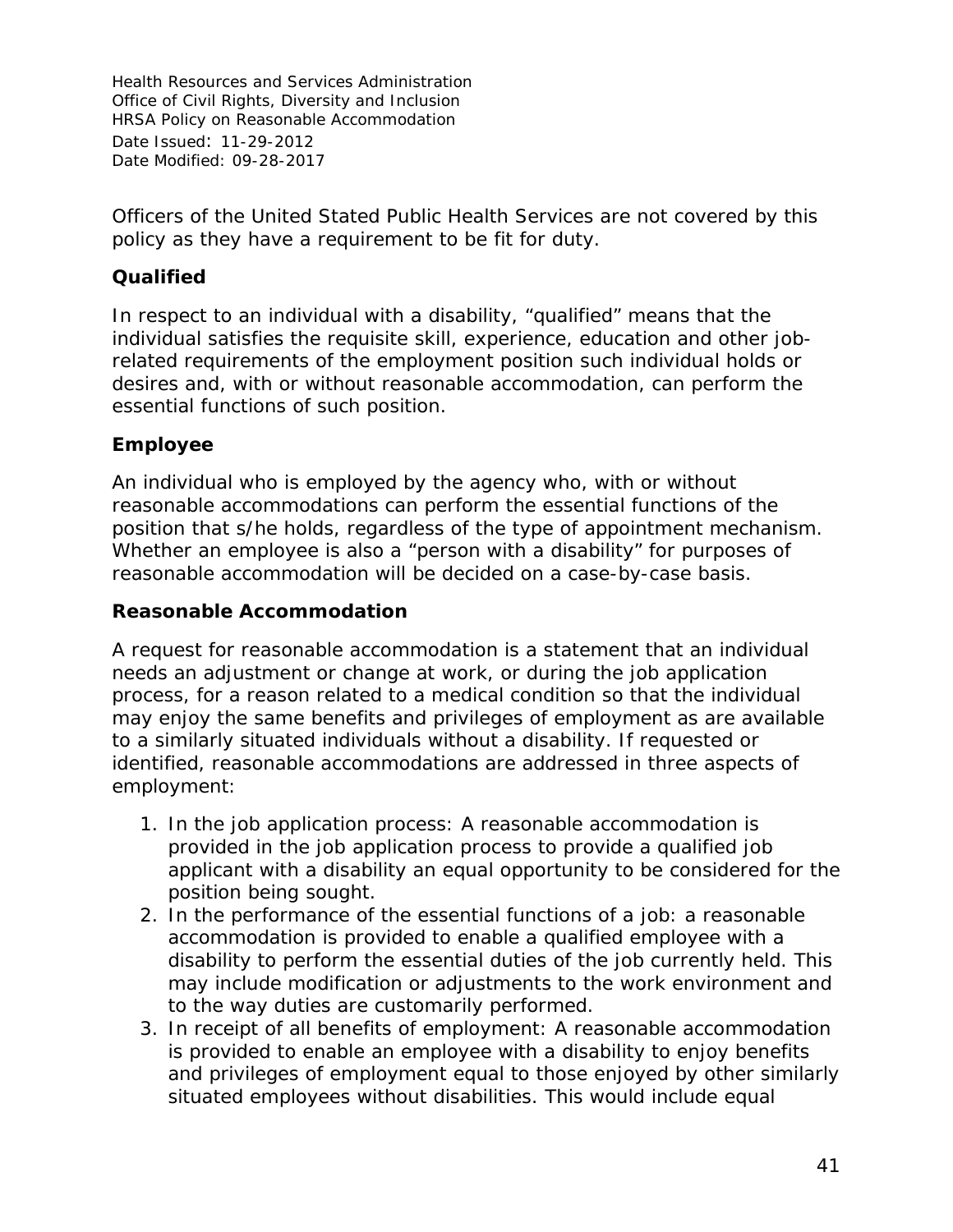Officers of the United Stated Public Health Services are not covered by this policy as they have a requirement to be fit for duty.

### Qualified

In respect to an individual with a disability, "qualified" means that the individual satisfies the requisite skill, experience, education and other job-related requirements of the employment position such individual holds or desires and, with or without reasonable accommodation, can perform the essential functions of such position.

### Employee

An individual who is employed by the agency who, with or without reasonable accommodations can perform the essential functions of the position that s/he holds, regardless of the type of appointment mechanism. Whether an employee is also a "person with a disability" for purposes of reasonable accommodation will be decided on a case-by-case basis.

### Reasonable Accommodation

A request for reasonable accommodation is a statement that an individual needs an adjustment or change at work, or during the job application process, for a reason related to a medical condition so that the individual may enjoy the same benefits and privileges of employment as are available to a similarly situated individuals without a disability. If requested or identified, reasonable accommodations are addressed in three aspects of employment:

1. In the job application process: A reasonable accommodation is provided in the job application process to provide a qualified job applicant with a disability an equal opportunity to be considered for the position being sought.
2. In the performance of the essential functions of a job: a reasonable accommodation is provided to enable a qualified employee with a disability to perform the essential duties of the job currently held. This may include modification or adjustments to the work environment and to the way duties are customarily performed.
3. In receipt of all benefits of employment: A reasonable accommodation is provided to enable an employee with a disability to enjoy benefits and privileges of employment equal to those enjoyed by other similarly situated employees without disabilities. This would include equal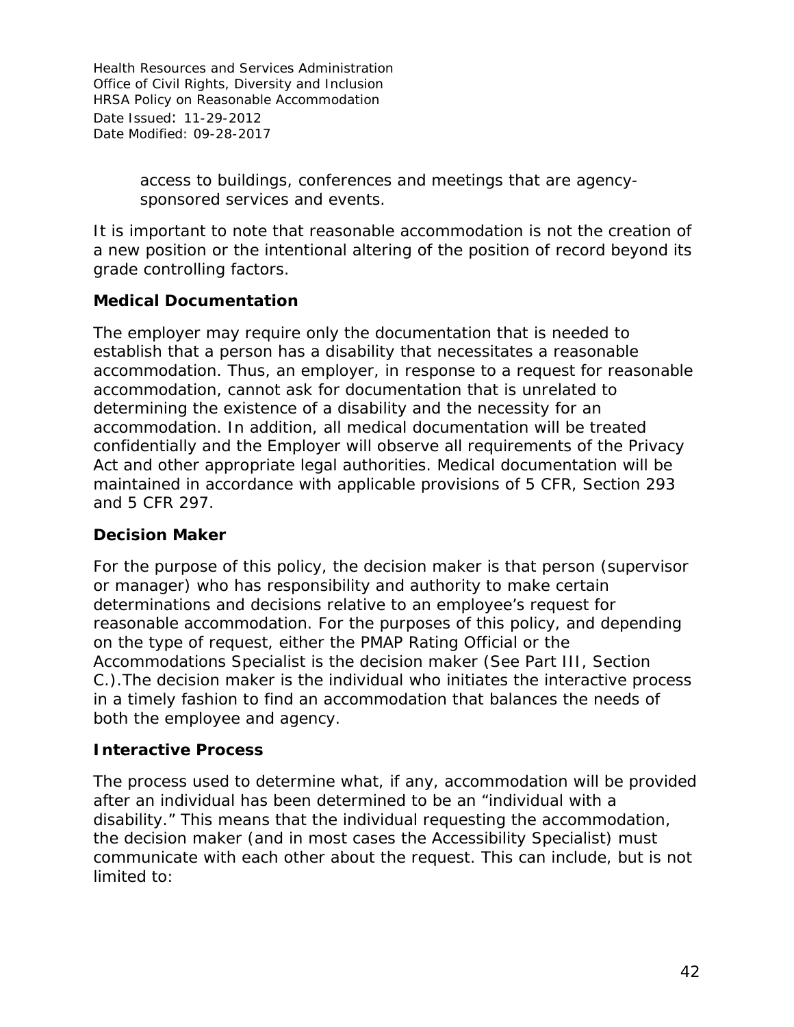access to buildings, conferences and meetings that are agency-sponsored services and events.

It is important to note that reasonable accommodation is not the creation of a new position or the intentional altering of the position of record beyond its grade controlling factors.

**Medical Documentation**

The employer may require only the documentation that is needed to establish that a person has a disability that necessitates a reasonable accommodation. Thus, an employer, in response to a request for reasonable accommodation, cannot ask for documentation that is unrelated to determining the existence of a disability and the necessity for an accommodation. In addition, all medical documentation will be treated confidentially and the Employer will observe all requirements of the Privacy Act and other appropriate legal authorities. Medical documentation will be maintained in accordance with applicable provisions of 5 CFR, Section 293 and 5 CFR 297.

**Decision Maker**

For the purpose of this policy, the decision maker is that person (supervisor or manager) who has responsibility and authority to make certain determinations and decisions relative to an employee's request for reasonable accommodation. For the purposes of this policy, and depending on the type of request, either the PMAP Rating Official or the Accommodations Specialist is the decision maker (See Part III, Section C.).The decision maker is the individual who initiates the interactive process in a timely fashion to find an accommodation that balances the needs of both the employee and agency.

**Interactive Process**

The process used to determine what, if any, accommodation will be provided after an individual has been determined to be an "individual with a disability." This means that the individual requesting the accommodation, the decision maker (and in most cases the Accessibility Specialist) must communicate with each other about the request. This can include, but is not limited to: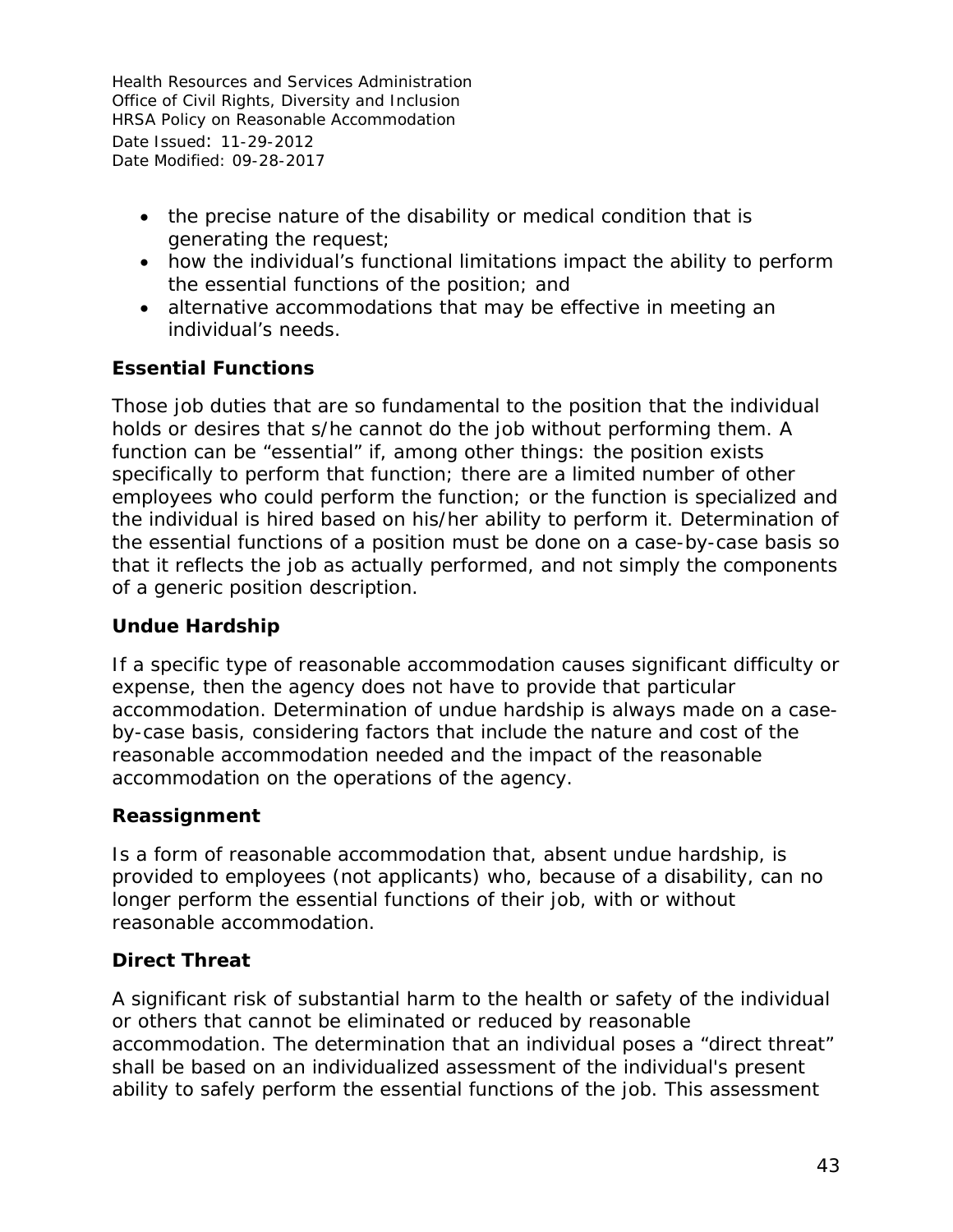- the precise nature of the disability or medical condition that is generating the request;
- how the individual's functional limitations impact the ability to perform the essential functions of the position; and
- alternative accommodations that may be effective in meeting an individual's needs.

### Essential Functions

Those job duties that are so fundamental to the position that the individual holds or desires that s/he cannot do the job without performing them. A function can be "essential" if, among other things: the position exists specifically to perform that function; there are a limited number of other employees who could perform the function; or the function is specialized and the individual is hired based on his/her ability to perform it. Determination of the essential functions of a position must be done on a case-by-case basis so that it reflects the job as actually performed, and not simply the components of a generic position description.

### Undue Hardship

If a specific type of reasonable accommodation causes significant difficulty or expense, then the agency does not have to provide that particular accommodation. Determination of undue hardship is always made on a case-by-case basis, considering factors that include the nature and cost of the reasonable accommodation needed and the impact of the reasonable accommodation on the operations of the agency.

### Reassignment

Is a form of reasonable accommodation that, absent undue hardship, is provided to employees (not applicants) who, because of a disability, can no longer perform the essential functions of their job, with or without reasonable accommodation.

### Direct Threat

A significant risk of substantial harm to the health or safety of the individual or others that cannot be eliminated or reduced by reasonable accommodation. The determination that an individual poses a "direct threat" shall be based on an individualized assessment of the individual's present ability to safely perform the essential functions of the job. This assessment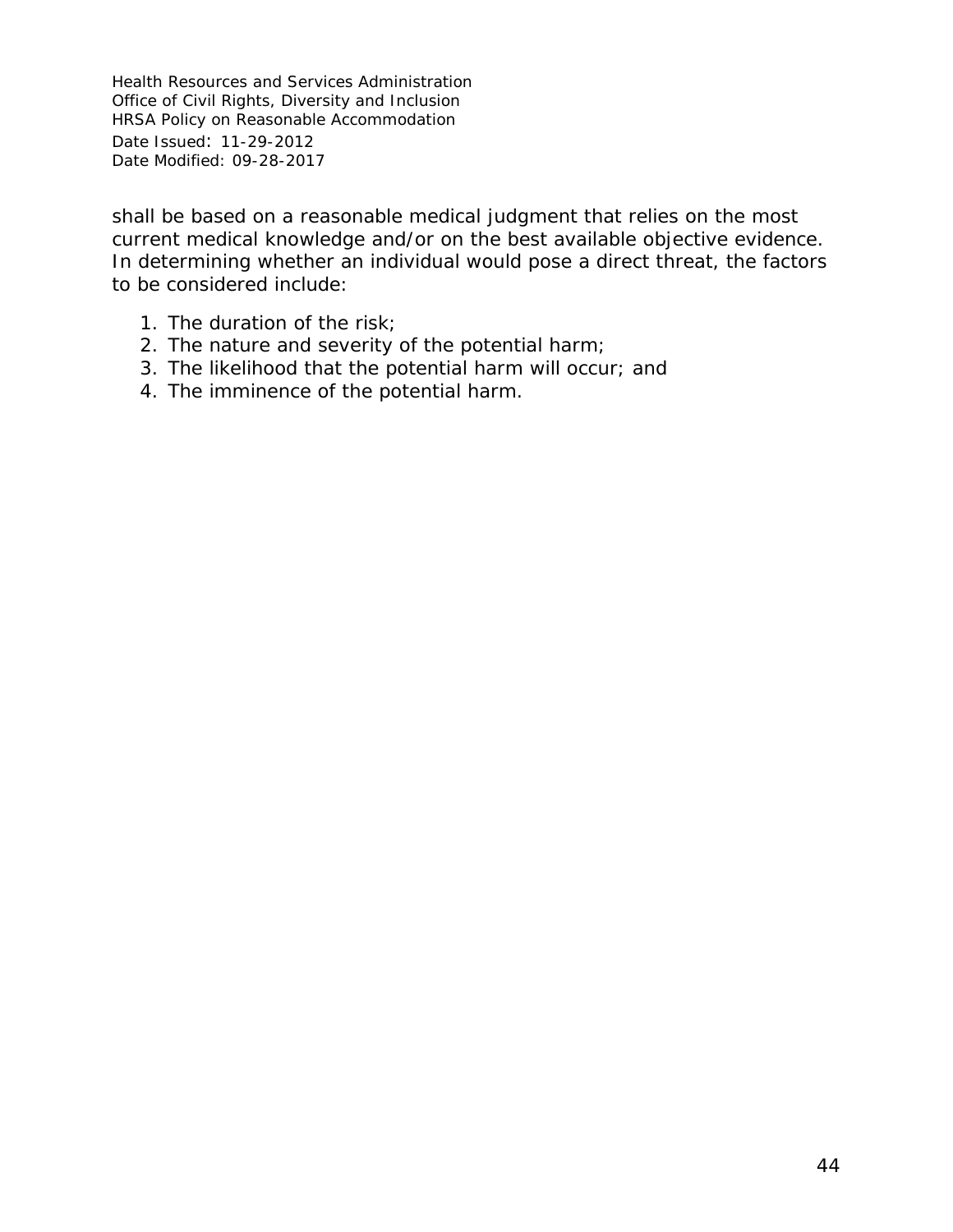shall be based on a reasonable medical judgment that relies on the most current medical knowledge and/or on the best available objective evidence. In determining whether an individual would pose a direct threat, the factors to be considered include:

1. The duration of the risk;
2. The nature and severity of the potential harm;
3. The likelihood that the potential harm will occur; and
4. The imminence of the potential harm.